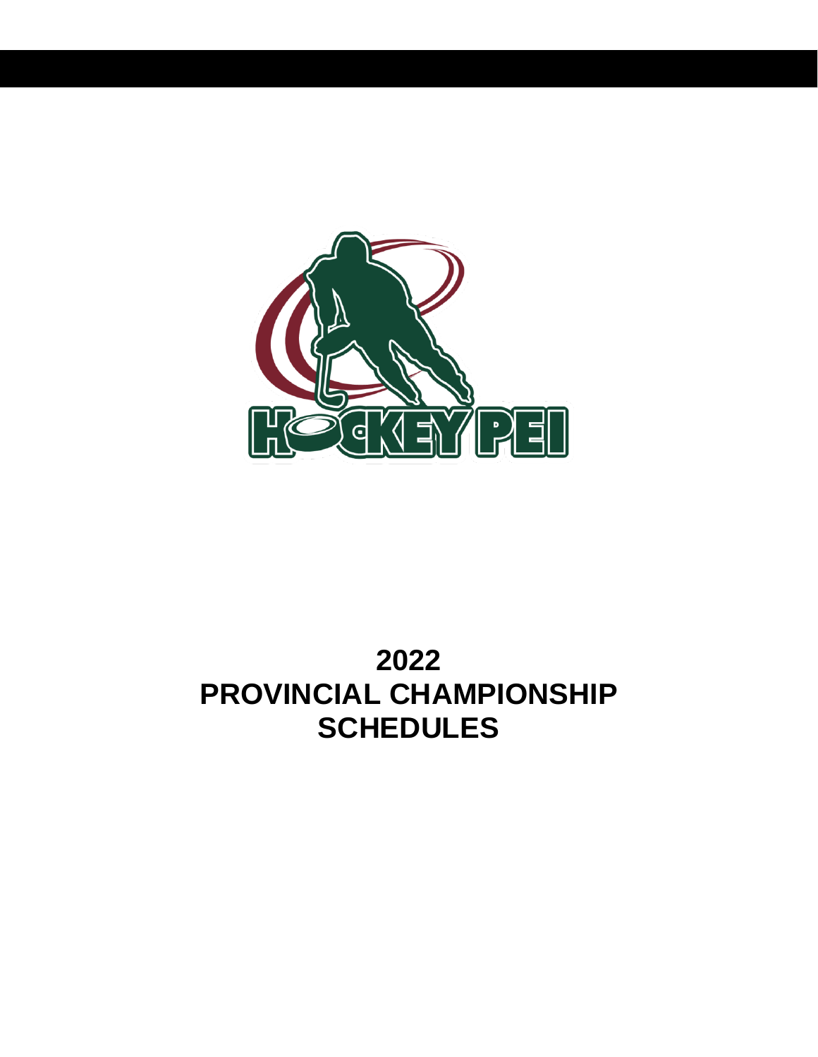# 2022
# PROVINCIAL CHAMPIONSHIP
# SCHEDULES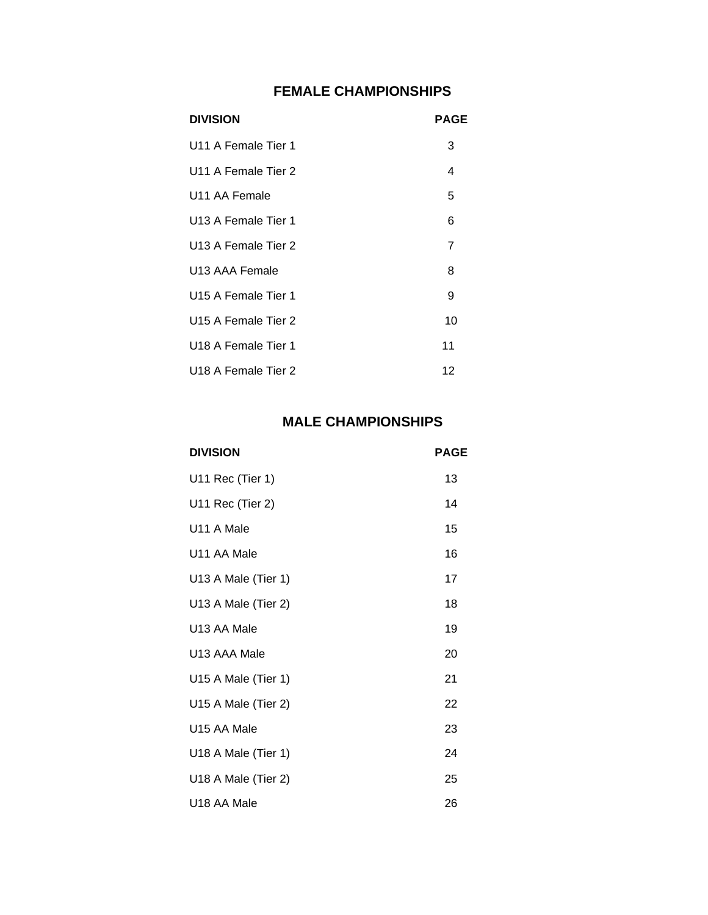## FEMALE CHAMPIONSHIPS

| DIVISION | PAGE |
|---|---|
| U11 A Female Tier 1 | 3 |
| U11 A Female Tier 2 | 4 |
| U11 AA Female | 5 |
| U13 A Female Tier 1 | 6 |
| U13 A Female Tier 2 | 7 |
| U13 AAA Female | 8 |
| U15 A Female Tier 1 | 9 |
| U15 A Female Tier 2 | 10 |
| U18 A Female Tier 1 | 11 |
| U18 A Female Tier 2 | 12 |

## MALE CHAMPIONSHIPS

| DIVISION | PAGE |
|---|---|
| U11 Rec (Tier 1) | 13 |
| U11 Rec (Tier 2) | 14 |
| U11 A Male | 15 |
| U11 AA Male | 16 |
| U13 A Male (Tier 1) | 17 |
| U13 A Male (Tier 2) | 18 |
| U13 AA Male | 19 |
| U13 AAA Male | 20 |
| U15 A Male (Tier 1) | 21 |
| U15 A Male (Tier 2) | 22 |
| U15 AA Male | 23 |
| U18 A Male (Tier 1) | 24 |
| U18 A Male (Tier 2) | 25 |
| U18 AA Male | 26 |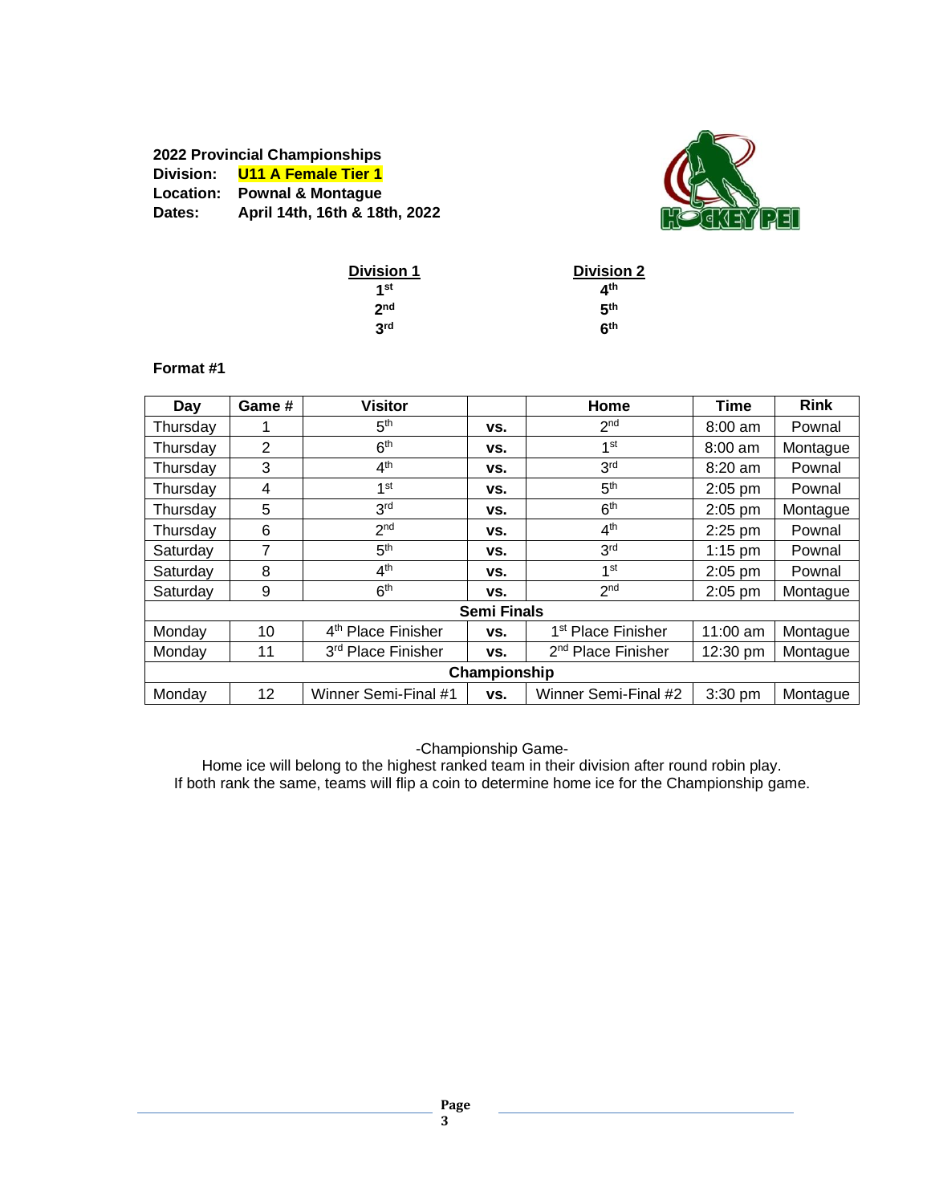**2022 Provincial Championships**
**Division:** **U11 A Female Tier 1**
**Location:** **Pownal & Montague**
**Dates:** **April 14th, 16th & 18th, 2022**

| Division 1 | Division 2 |
|---|---|
| 1st | 4th |
| 2nd | 5th |
| 3rd | 6th |

**Format #1**

| Day | Game # | Visitor | | Home | Time | Rink |
|---|---|---|---|---|---|---|
| Thursday | 1 | 5th | vs. | 2nd | 8:00 am | Pownal |
| Thursday | 2 | 6th | vs. | 1st | 8:00 am | Montague |
| Thursday | 3 | 4th | vs. | 3rd | 8:20 am | Pownal |
| Thursday | 4 | 1st | vs. | 5th | 2:05 pm | Pownal |
| Thursday | 5 | 3rd | vs. | 6th | 2:05 pm | Montague |
| Thursday | 6 | 2nd | vs. | 4th | 2:25 pm | Pownal |
| Saturday | 7 | 5th | vs. | 3rd | 1:15 pm | Pownal |
| Saturday | 8 | 4th | vs. | 1st | 2:05 pm | Pownal |
| Saturday | 9 | 6th | vs. | 2nd | 2:05 pm | Montague |
| **Semi Finals** | | | | | | |
| Monday | 10 | 4th Place Finisher | vs. | 1st Place Finisher | 11:00 am | Montague |
| Monday | 11 | 3rd Place Finisher | vs. | 2nd Place Finisher | 12:30 pm | Montague |
| **Championship** | | | | | | |
| Monday | 12 | Winner Semi-Final #1 | vs. | Winner Semi-Final #2 | 3:30 pm | Montague |

-Championship Game-
Home ice will belong to the highest ranked team in their division after round robin play.
If both rank the same, teams will flip a coin to determine home ice for the Championship game.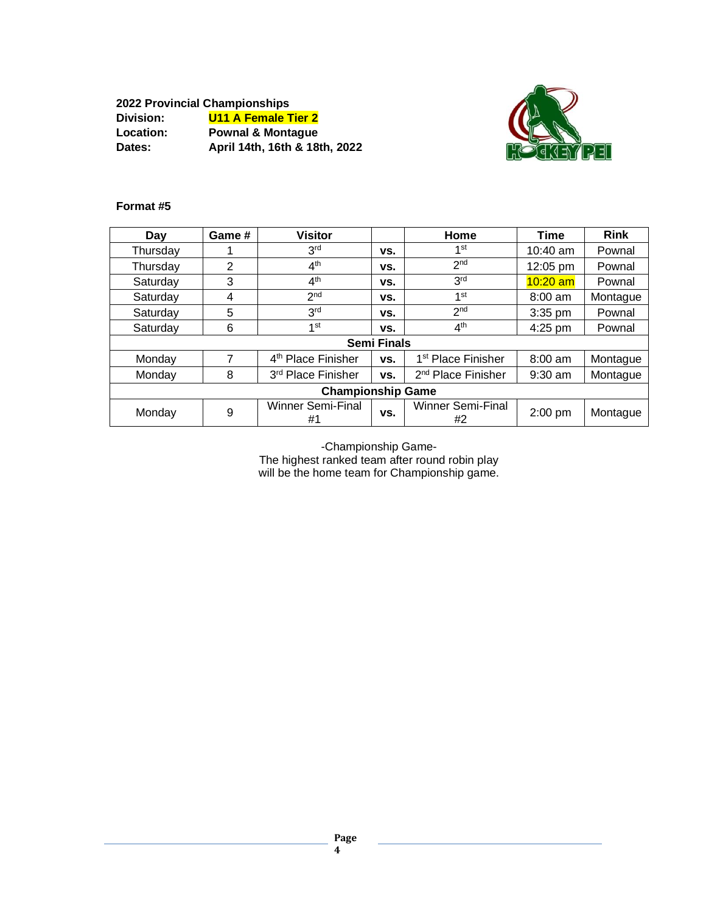**2022 Provincial Championships**

**Division:** **U11 A Female Tier 2**

**Location:** **Pownal & Montague**

**Dates:** **April 14th, 16th & 18th, 2022**

**Format #5**

| Day | Game # | Visitor | | Home | Time | Rink |
|---|---|---|---|---|---|---|
| Thursday | 1 | 3rd | vs. | 1st | 10:40 am | Pownal |
| Thursday | 2 | 4th | vs. | 2nd | 12:05 pm | Pownal |
| Saturday | 3 | 4th | vs. | 3rd | 10:20 am | Pownal |
| Saturday | 4 | 2nd | vs. | 1st | 8:00 am | Montague |
| Saturday | 5 | 3rd | vs. | 2nd | 3:35 pm | Pownal |
| Saturday | 6 | 1st | vs. | 4th | 4:25 pm | Pownal |
| **Semi Finals** | | | | | | |
| Monday | 7 | 4th Place Finisher | vs. | 1st Place Finisher | 8:00 am | Montague |
| Monday | 8 | 3rd Place Finisher | vs. | 2nd Place Finisher | 9:30 am | Montague |
| **Championship Game** | | | | | | |
| Monday | 9 | Winner Semi-Final #1 | vs. | Winner Semi-Final #2 | 2:00 pm | Montague |

-Championship Game-

The highest ranked team after round robin play will be the home team for Championship game.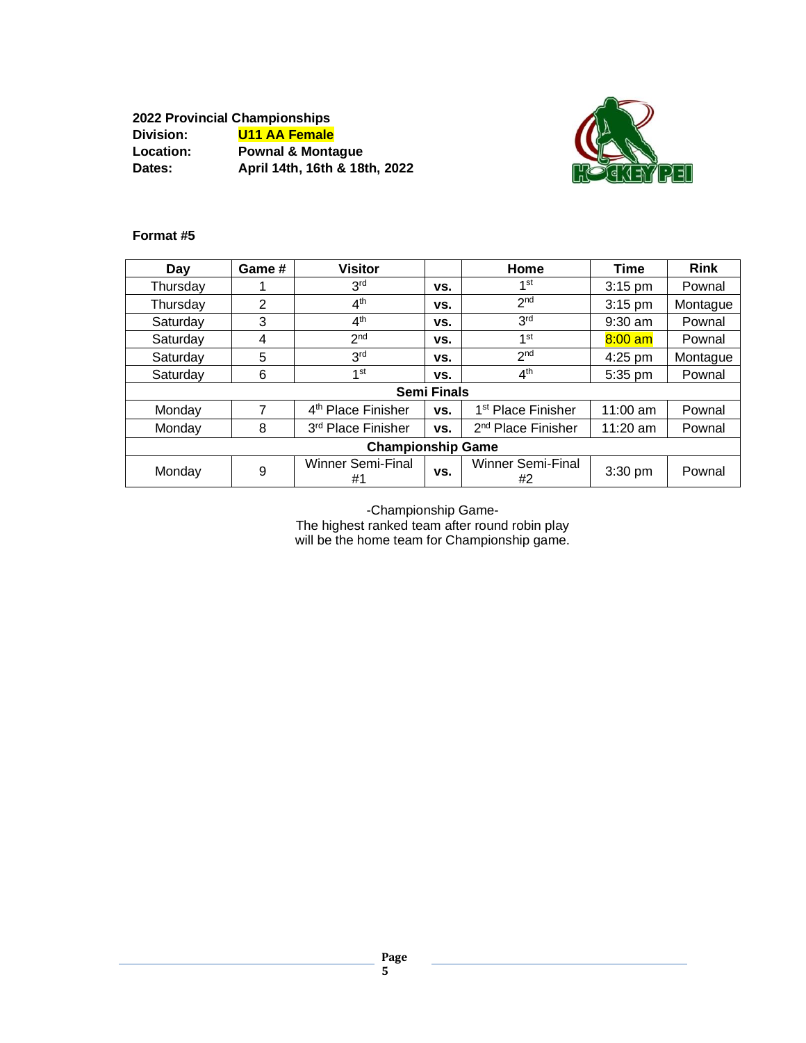**2022 Provincial Championships**

**Division:** **U11 AA Female**

**Location:** **Pownal & Montague**

**Dates:** **April 14th, 16th & 18th, 2022**

**Format #5**

| Day | Game # | Visitor | | Home | Time | Rink |
|---|---|---|---|---|---|---|
| Thursday | 1 | 3rd | vs. | 1st | 3:15 pm | Pownal |
| Thursday | 2 | 4th | vs. | 2nd | 3:15 pm | Montague |
| Saturday | 3 | 4th | vs. | 3rd | 9:30 am | Pownal |
| Saturday | 4 | 2nd | vs. | 1st | 8:00 am | Pownal |
| Saturday | 5 | 3rd | vs. | 2nd | 4:25 pm | Montague |
| Saturday | 6 | 1st | vs. | 4th | 5:35 pm | Pownal |
| **Semi Finals** | | | | | | |
| Monday | 7 | 4th Place Finisher | vs. | 1st Place Finisher | 11:00 am | Pownal |
| Monday | 8 | 3rd Place Finisher | vs. | 2nd Place Finisher | 11:20 am | Pownal |
| **Championship Game** | | | | | | |
| Monday | 9 | Winner Semi-Final #1 | vs. | Winner Semi-Final #2 | 3:30 pm | Pownal |

-Championship Game-
The highest ranked team after round robin play will be the home team for Championship game.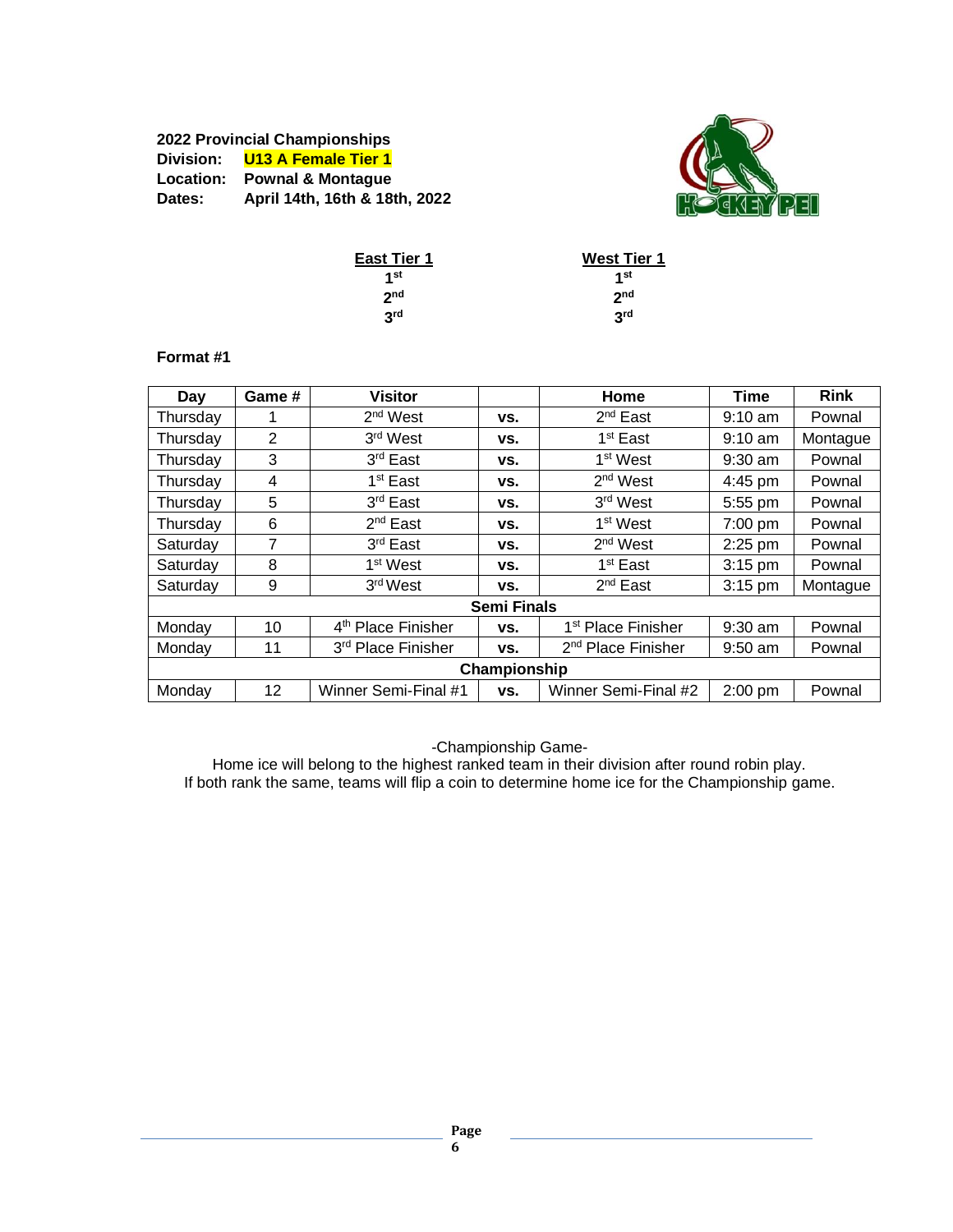**2022 Provincial Championships**
**Division:** **U13 A Female Tier 1**
**Location:** **Pownal & Montague**
**Dates:** **April 14th, 16th & 18th, 2022**

| East Tier 1 | West Tier 1 |
|---|---|
| 1st | 1st |
| 2nd | 2nd |
| 3rd | 3rd |

**Format #1**

| Day | Game # | Visitor | | Home | Time | Rink |
|---|---|---|---|---|---|---|
| Thursday | 1 | 2nd West | vs. | 2nd East | 9:10 am | Pownal |
| Thursday | 2 | 3rd West | vs. | 1st East | 9:10 am | Montague |
| Thursday | 3 | 3rd East | vs. | 1st West | 9:30 am | Pownal |
| Thursday | 4 | 1st East | vs. | 2nd West | 4:45 pm | Pownal |
| Thursday | 5 | 3rd East | vs. | 3rd West | 5:55 pm | Pownal |
| Thursday | 6 | 2nd East | vs. | 1st West | 7:00 pm | Pownal |
| Saturday | 7 | 3rd East | vs. | 2nd West | 2:25 pm | Pownal |
| Saturday | 8 | 1st West | vs. | 1st East | 3:15 pm | Pownal |
| Saturday | 9 | 3rd West | vs. | 2nd East | 3:15 pm | Montague |
| **Semi Finals** | | | | | | |
| Monday | 10 | 4th Place Finisher | vs. | 1st Place Finisher | 9:30 am | Pownal |
| Monday | 11 | 3rd Place Finisher | vs. | 2nd Place Finisher | 9:50 am | Pownal |
| **Championship** | | | | | | |
| Monday | 12 | Winner Semi-Final #1 | vs. | Winner Semi-Final #2 | 2:00 pm | Pownal |

-Championship Game-
Home ice will belong to the highest ranked team in their division after round robin play.
If both rank the same, teams will flip a coin to determine home ice for the Championship game.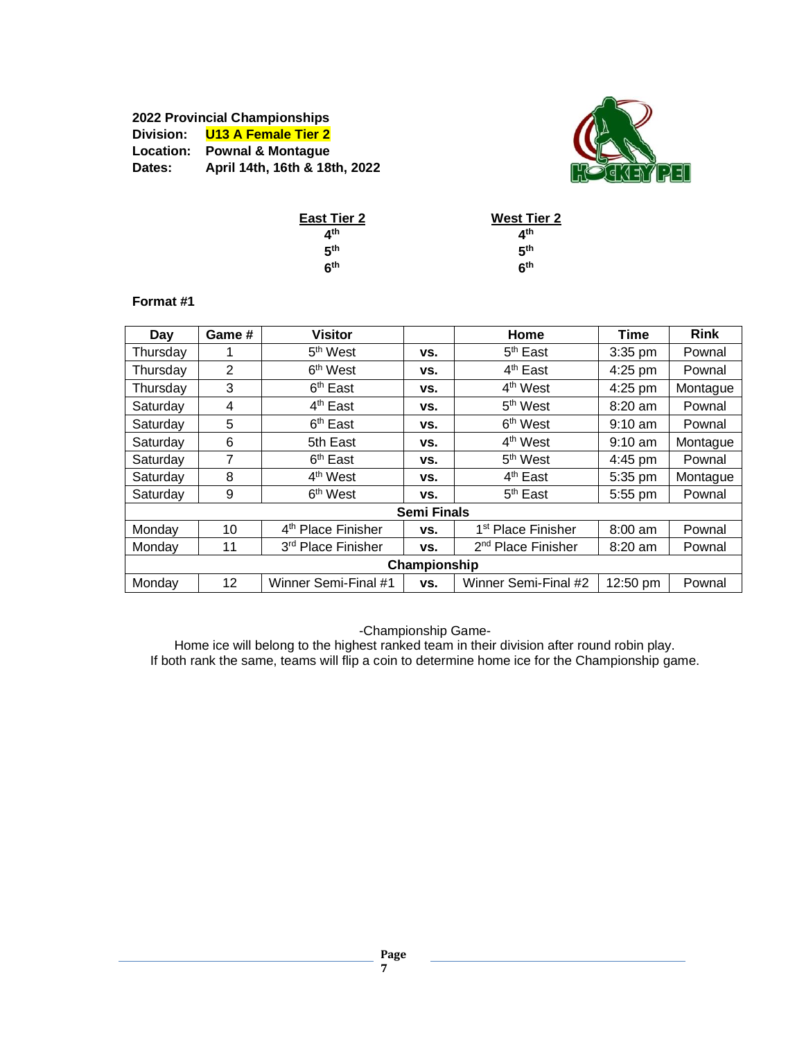**2022 Provincial Championships**
**Division: U13 A Female Tier 2**
**Location: Pownal & Montague**
**Dates: April 14th, 16th & 18th, 2022**

| East Tier 2 | West Tier 2 |
|---|---|
| 4th | 4th |
| 5th | 5th |
| 6th | 6th |

**Format #1**

| Day | Game # | Visitor | | Home | Time | Rink |
|---|---|---|---|---|---|---|
| Thursday | 1 | 5th West | vs. | 5th East | 3:35 pm | Pownal |
| Thursday | 2 | 6th West | vs. | 4th East | 4:25 pm | Pownal |
| Thursday | 3 | 6th East | vs. | 4th West | 4:25 pm | Montague |
| Saturday | 4 | 4th East | vs. | 5th West | 8:20 am | Pownal |
| Saturday | 5 | 6th East | vs. | 6th West | 9:10 am | Pownal |
| Saturday | 6 | 5th East | vs. | 4th West | 9:10 am | Montague |
| Saturday | 7 | 6th East | vs. | 5th West | 4:45 pm | Pownal |
| Saturday | 8 | 4th West | vs. | 4th East | 5:35 pm | Montague |
| Saturday | 9 | 6th West | vs. | 5th East | 5:55 pm | Pownal |
| **Semi Finals** | | | | | | |
| Monday | 10 | 4th Place Finisher | vs. | 1st Place Finisher | 8:00 am | Pownal |
| Monday | 11 | 3rd Place Finisher | vs. | 2nd Place Finisher | 8:20 am | Pownal |
| **Championship** | | | | | | |
| Monday | 12 | Winner Semi-Final #1 | vs. | Winner Semi-Final #2 | 12:50 pm | Pownal |

-Championship Game-
Home ice will belong to the highest ranked team in their division after round robin play.
If both rank the same, teams will flip a coin to determine home ice for the Championship game.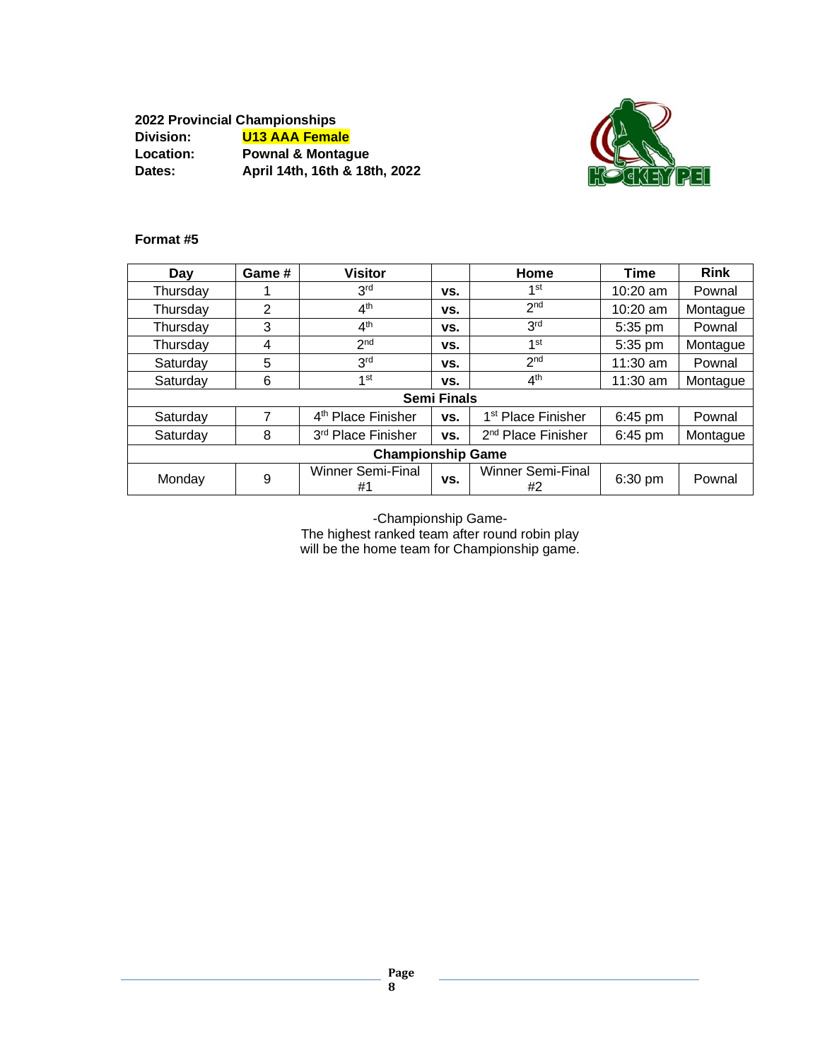**2022 Provincial Championships**

| | |
|---|---|
| **Division:** | **U13 AAA Female** |
| **Location:** | **Pownal & Montague** |
| **Dates:** | **April 14th, 16th & 18th, 2022** |

**Format #5**

| Day | Game # | Visitor | | Home | Time | Rink |
|---|---|---|---|---|---|---|
| Thursday | 1 | 3rd | vs. | 1st | 10:20 am | Pownal |
| Thursday | 2 | 4th | vs. | 2nd | 10:20 am | Montague |
| Thursday | 3 | 4th | vs. | 3rd | 5:35 pm | Pownal |
| Thursday | 4 | 2nd | vs. | 1st | 5:35 pm | Montague |
| Saturday | 5 | 3rd | vs. | 2nd | 11:30 am | Pownal |
| Saturday | 6 | 1st | vs. | 4th | 11:30 am | Montague |
| **Semi Finals** | | | | | | |
| Saturday | 7 | 4th Place Finisher | vs. | 1st Place Finisher | 6:45 pm | Pownal |
| Saturday | 8 | 3rd Place Finisher | vs. | 2nd Place Finisher | 6:45 pm | Montague |
| **Championship Game** | | | | | | |
| Monday | 9 | Winner Semi-Final #1 | vs. | Winner Semi-Final #2 | 6:30 pm | Pownal |

-Championship Game-
The highest ranked team after round robin play will be the home team for Championship game.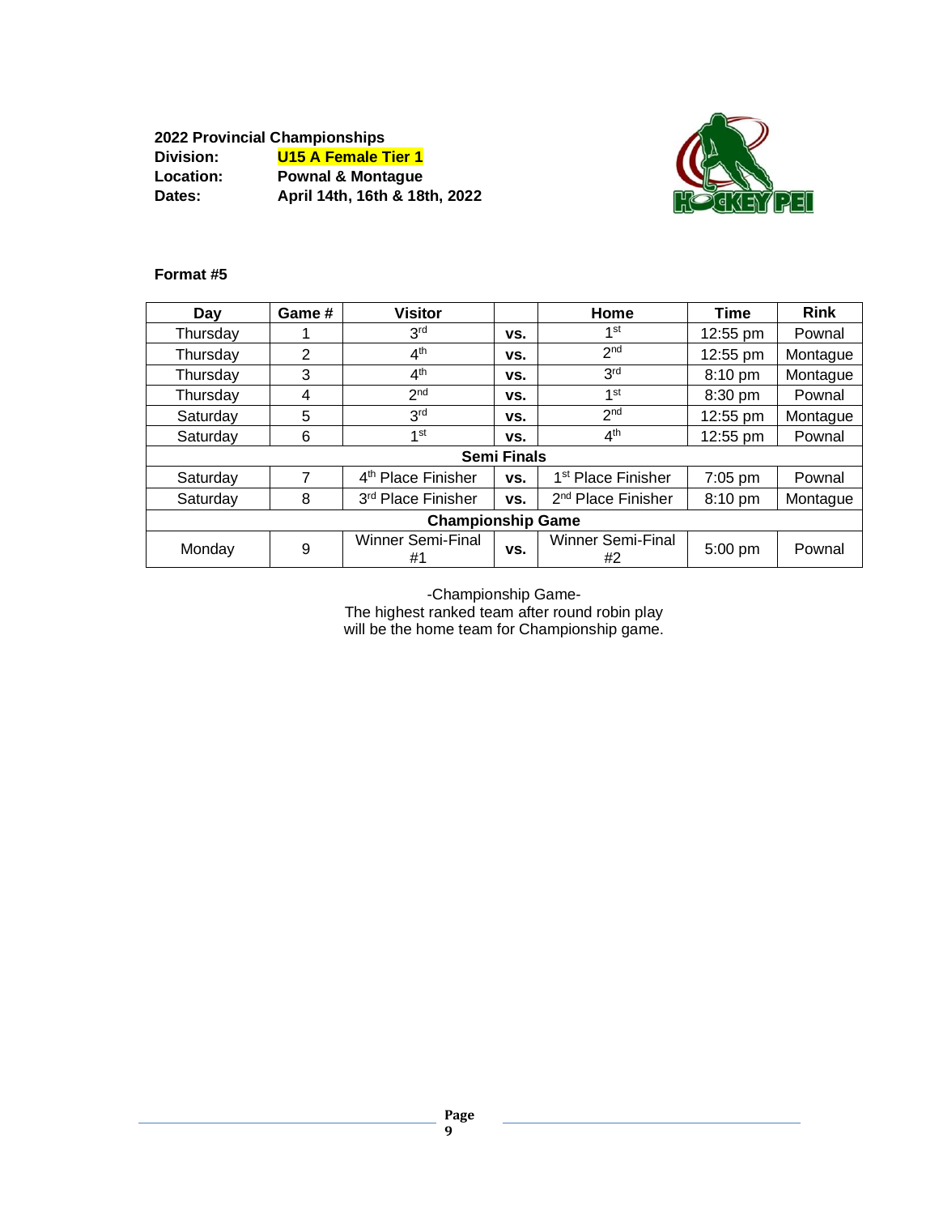**2022 Provincial Championships**

| | |
|---|---|
| **Division:** | **U15 A Female Tier 1** |
| **Location:** | **Pownal & Montague** |
| **Dates:** | **April 14th, 16th & 18th, 2022** |

**Format #5**

| Day | Game # | Visitor | | Home | Time | Rink |
|---|---|---|---|---|---|---|
| Thursday | 1 | 3rd | vs. | 1st | 12:55 pm | Pownal |
| Thursday | 2 | 4th | vs. | 2nd | 12:55 pm | Montague |
| Thursday | 3 | 4th | vs. | 3rd | 8:10 pm | Montague |
| Thursday | 4 | 2nd | vs. | 1st | 8:30 pm | Pownal |
| Saturday | 5 | 3rd | vs. | 2nd | 12:55 pm | Montague |
| Saturday | 6 | 1st | vs. | 4th | 12:55 pm | Pownal |
| **Semi Finals** | | | | | | |
| Saturday | 7 | 4th Place Finisher | vs. | 1st Place Finisher | 7:05 pm | Pownal |
| Saturday | 8 | 3rd Place Finisher | vs. | 2nd Place Finisher | 8:10 pm | Montague |
| **Championship Game** | | | | | | |
| Monday | 9 | Winner Semi-Final #1 | vs. | Winner Semi-Final #2 | 5:00 pm | Pownal |

-Championship Game-
The highest ranked team after round robin play will be the home team for Championship game.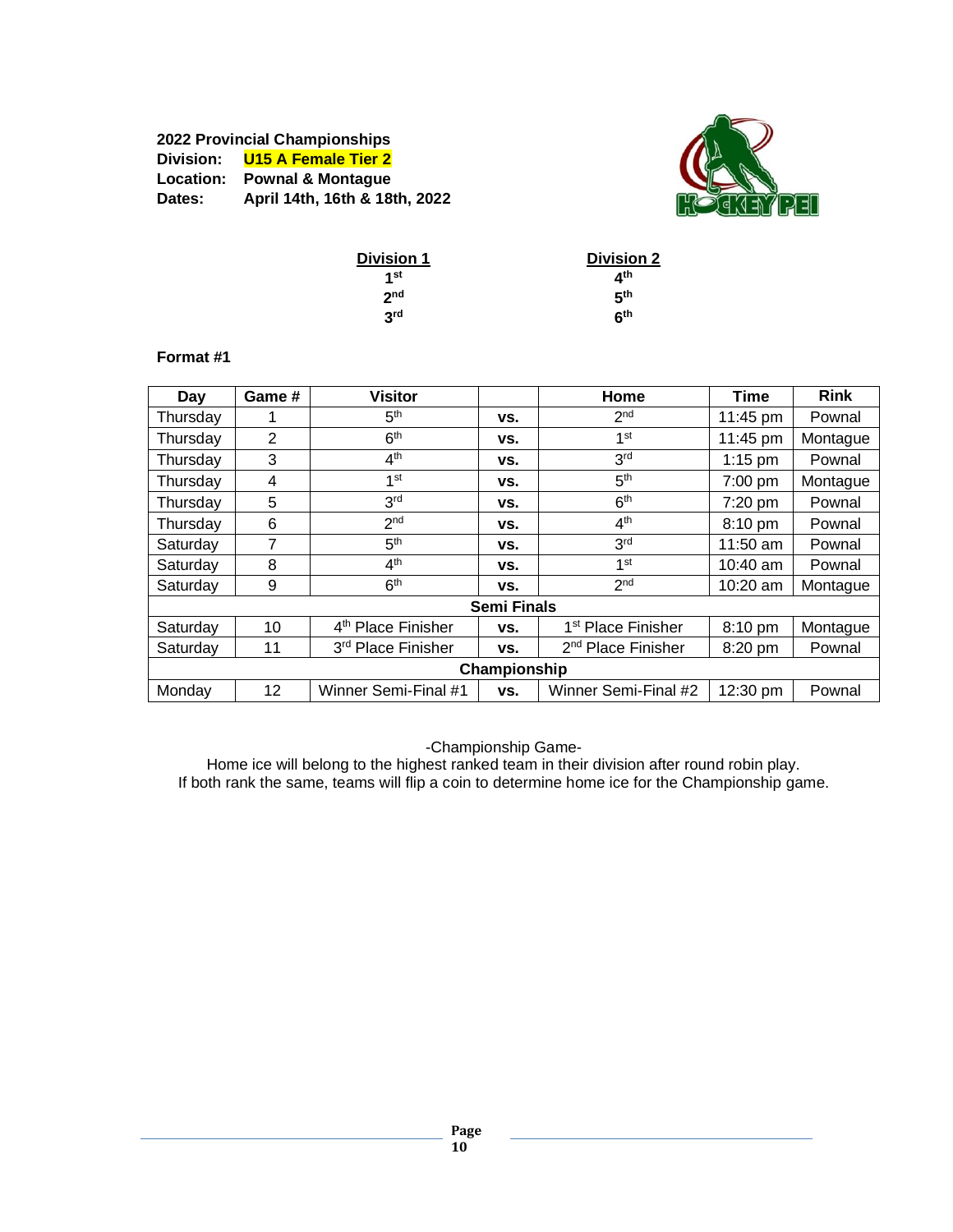**2022 Provincial Championships**
**Division:** **U15 A Female Tier 2**
**Location:** **Pownal & Montague**
**Dates:** **April 14th, 16th & 18th, 2022**

| **Division 1** | **Division 2** |
|---|---|
| **1st** | **4th** |
| **2nd** | **5th** |
| **3rd** | **6th** |

**Format #1**

| Day | Game # | Visitor | | Home | Time | Rink |
|---|---|---|---|---|---|---|
| Thursday | 1 | 5th | vs. | 2nd | 11:45 pm | Pownal |
| Thursday | 2 | 6th | vs. | 1st | 11:45 pm | Montague |
| Thursday | 3 | 4th | vs. | 3rd | 1:15 pm | Pownal |
| Thursday | 4 | 1st | vs. | 5th | 7:00 pm | Montague |
| Thursday | 5 | 3rd | vs. | 6th | 7:20 pm | Pownal |
| Thursday | 6 | 2nd | vs. | 4th | 8:10 pm | Pownal |
| Saturday | 7 | 5th | vs. | 3rd | 11:50 am | Pownal |
| Saturday | 8 | 4th | vs. | 1st | 10:40 am | Pownal |
| Saturday | 9 | 6th | vs. | 2nd | 10:20 am | Montague |
| **Semi Finals** | | | | | | |
| Saturday | 10 | 4th Place Finisher | vs. | 1st Place Finisher | 8:10 pm | Montague |
| Saturday | 11 | 3rd Place Finisher | vs. | 2nd Place Finisher | 8:20 pm | Pownal |
| **Championship** | | | | | | |
| Monday | 12 | Winner Semi-Final #1 | vs. | Winner Semi-Final #2 | 12:30 pm | Pownal |

-Championship Game-

Home ice will belong to the highest ranked team in their division after round robin play.
If both rank the same, teams will flip a coin to determine home ice for the Championship game.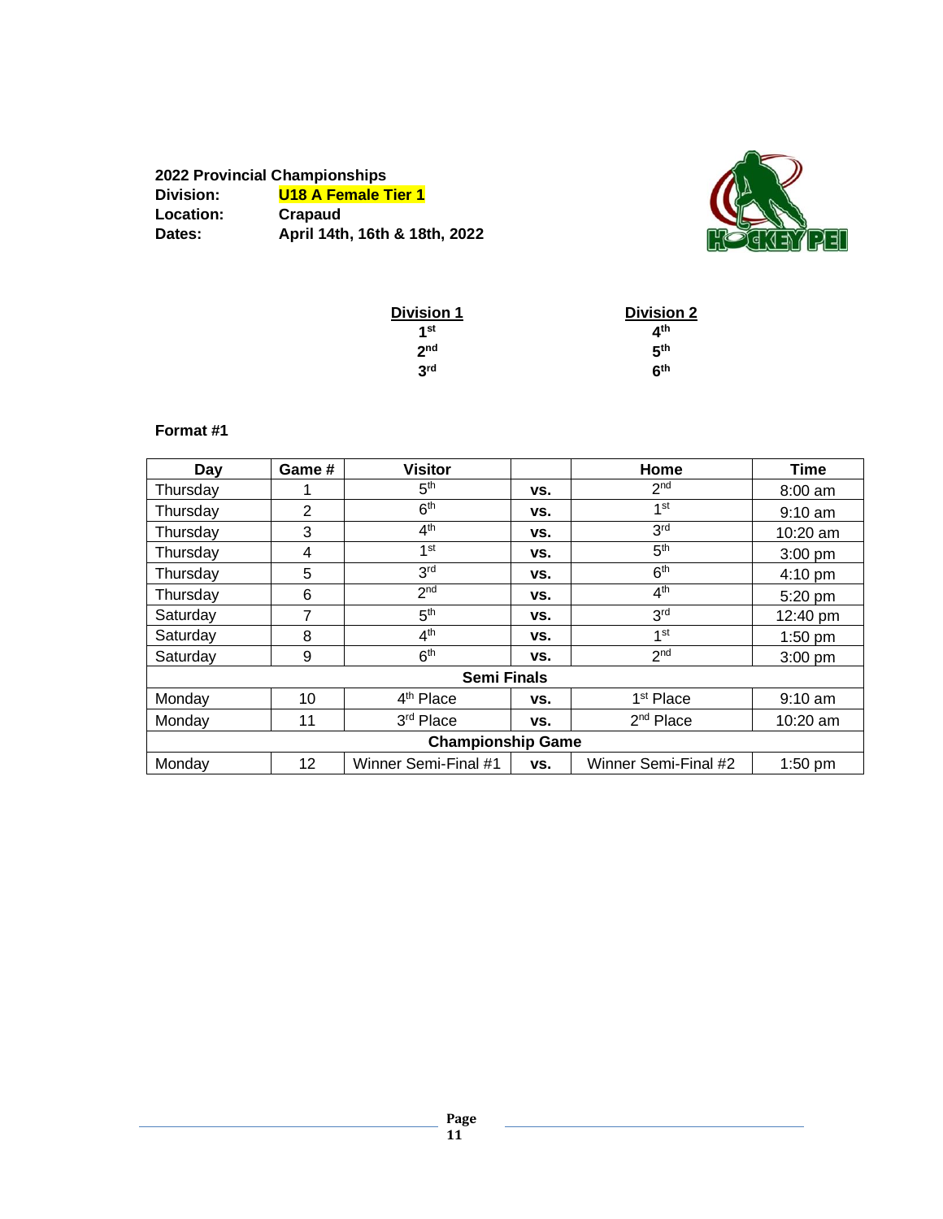**2022 Provincial Championships**

**Division:** **U18 A Female Tier 1**

**Location:** **Crapaud**

**Dates:** **April 14th, 16th & 18th, 2022**

| Division 1 | Division 2 |
|---|---|
| 1st | 4th |
| 2nd | 5th |
| 3rd | 6th |

**Format #1**

| Day | Game # | Visitor | | Home | Time |
|---|---|---|---|---|---|
| Thursday | 1 | 5th | vs. | 2nd | 8:00 am |
| Thursday | 2 | 6th | vs. | 1st | 9:10 am |
| Thursday | 3 | 4th | vs. | 3rd | 10:20 am |
| Thursday | 4 | 1st | vs. | 5th | 3:00 pm |
| Thursday | 5 | 3rd | vs. | 6th | 4:10 pm |
| Thursday | 6 | 2nd | vs. | 4th | 5:20 pm |
| Saturday | 7 | 5th | vs. | 3rd | 12:40 pm |
| Saturday | 8 | 4th | vs. | 1st | 1:50 pm |
| Saturday | 9 | 6th | vs. | 2nd | 3:00 pm |
| **Semi Finals** | | | | | |
| Monday | 10 | 4th Place | vs. | 1st Place | 9:10 am |
| Monday | 11 | 3rd Place | vs. | 2nd Place | 10:20 am |
| **Championship Game** | | | | | |
| Monday | 12 | Winner Semi-Final #1 | vs. | Winner Semi-Final #2 | 1:50 pm |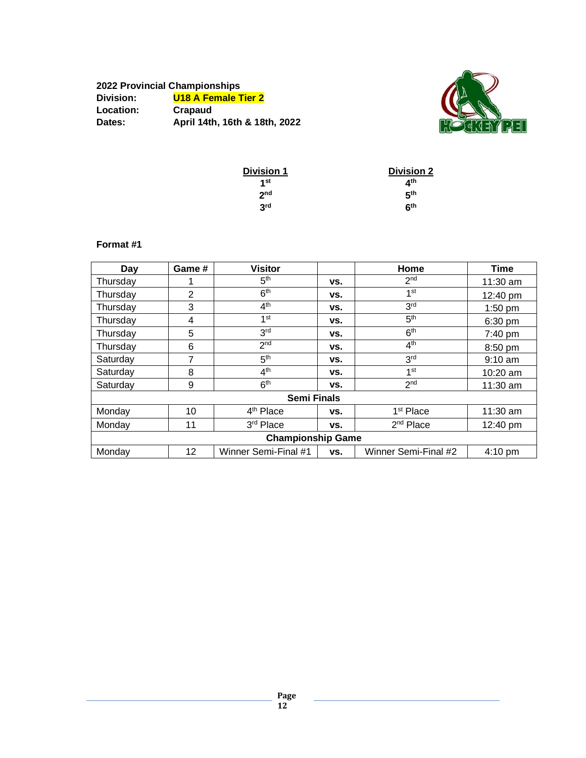**2022 Provincial Championships**
**Division:** **U18 A Female Tier 2**
**Location:** **Crapaud**
**Dates:** **April 14th, 16th & 18th, 2022**

| **Division 1** | **Division 2** |
|---|---|
| **1st** | **4th** |
| **2nd** | **5th** |
| **3rd** | **6th** |

**Format #1**

| Day | Game # | Visitor | | Home | Time |
|---|---|---|---|---|---|
| Thursday | 1 | 5th | vs. | 2nd | 11:30 am |
| Thursday | 2 | 6th | vs. | 1st | 12:40 pm |
| Thursday | 3 | 4th | vs. | 3rd | 1:50 pm |
| Thursday | 4 | 1st | vs. | 5th | 6:30 pm |
| Thursday | 5 | 3rd | vs. | 6th | 7:40 pm |
| Thursday | 6 | 2nd | vs. | 4th | 8:50 pm |
| Saturday | 7 | 5th | vs. | 3rd | 9:10 am |
| Saturday | 8 | 4th | vs. | 1st | 10:20 am |
| Saturday | 9 | 6th | vs. | 2nd | 11:30 am |
| **Semi Finals** | | | | | |
| Monday | 10 | 4th Place | vs. | 1st Place | 11:30 am |
| Monday | 11 | 3rd Place | vs. | 2nd Place | 12:40 pm |
| **Championship Game** | | | | | |
| Monday | 12 | Winner Semi-Final #1 | vs. | Winner Semi-Final #2 | 4:10 pm |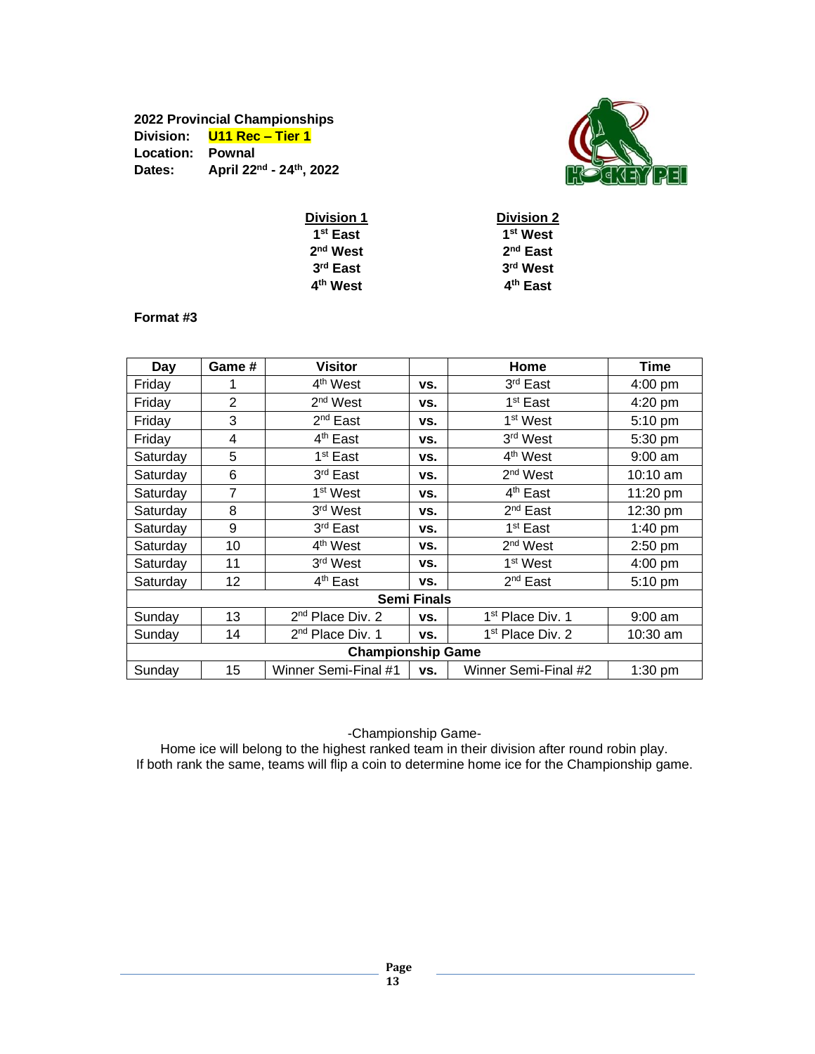**2022 Provincial Championships**
**Division: U11 Rec – Tier 1**
**Location: Pownal**
**Dates: April 22nd - 24th, 2022**

| Division 1 | Division 2 |
|---|---|
| 1st East | 1st West |
| 2nd West | 2nd East |
| 3rd East | 3rd West |
| 4th West | 4th East |

**Format #3**

| Day | Game # | Visitor | | Home | Time |
|---|---|---|---|---|---|
| Friday | 1 | 4th West | vs. | 3rd East | 4:00 pm |
| Friday | 2 | 2nd West | vs. | 1st East | 4:20 pm |
| Friday | 3 | 2nd East | vs. | 1st West | 5:10 pm |
| Friday | 4 | 4th East | vs. | 3rd West | 5:30 pm |
| Saturday | 5 | 1st East | vs. | 4th West | 9:00 am |
| Saturday | 6 | 3rd East | vs. | 2nd West | 10:10 am |
| Saturday | 7 | 1st West | vs. | 4th East | 11:20 pm |
| Saturday | 8 | 3rd West | vs. | 2nd East | 12:30 pm |
| Saturday | 9 | 3rd East | vs. | 1st East | 1:40 pm |
| Saturday | 10 | 4th West | vs. | 2nd West | 2:50 pm |
| Saturday | 11 | 3rd West | vs. | 1st West | 4:00 pm |
| Saturday | 12 | 4th East | vs. | 2nd East | 5:10 pm |
| **Semi Finals** | | | | | |
| Sunday | 13 | 2nd Place Div. 2 | vs. | 1st Place Div. 1 | 9:00 am |
| Sunday | 14 | 2nd Place Div. 1 | vs. | 1st Place Div. 2 | 10:30 am |
| **Championship Game** | | | | | |
| Sunday | 15 | Winner Semi-Final #1 | vs. | Winner Semi-Final #2 | 1:30 pm |

-Championship Game-

Home ice will belong to the highest ranked team in their division after round robin play.
If both rank the same, teams will flip a coin to determine home ice for the Championship game.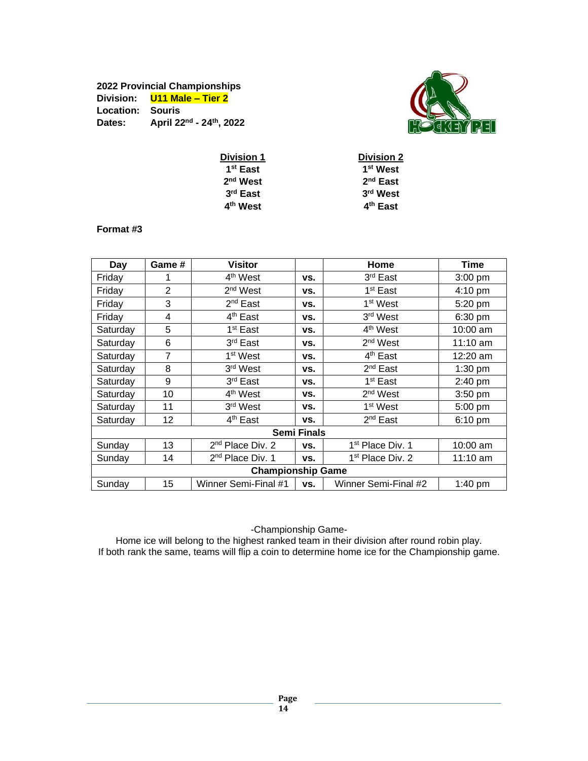**2022 Provincial Championships**
**Division:** **U11 Male – Tier 2**
**Location:** **Souris**
**Dates:** **April 22nd - 24th, 2022**

| **Division 1** | **Division 2** |
|---|---|
| **1st East** | **1st West** |
| **2nd West** | **2nd East** |
| **3rd East** | **3rd West** |
| **4th West** | **4th East** |

**Format #3**

| Day | Game # | Visitor | | Home | Time |
|---|---|---|---|---|---|
| Friday | 1 | 4th West | vs. | 3rd East | 3:00 pm |
| Friday | 2 | 2nd West | vs. | 1st East | 4:10 pm |
| Friday | 3 | 2nd East | vs. | 1st West | 5:20 pm |
| Friday | 4 | 4th East | vs. | 3rd West | 6:30 pm |
| Saturday | 5 | 1st East | vs. | 4th West | 10:00 am |
| Saturday | 6 | 3rd East | vs. | 2nd West | 11:10 am |
| Saturday | 7 | 1st West | vs. | 4th East | 12:20 am |
| Saturday | 8 | 3rd West | vs. | 2nd East | 1:30 pm |
| Saturday | 9 | 3rd East | vs. | 1st East | 2:40 pm |
| Saturday | 10 | 4th West | vs. | 2nd West | 3:50 pm |
| Saturday | 11 | 3rd West | vs. | 1st West | 5:00 pm |
| Saturday | 12 | 4th East | vs. | 2nd East | 6:10 pm |
| **Semi Finals** | | | | | |
| Sunday | 13 | 2nd Place Div. 2 | vs. | 1st Place Div. 1 | 10:00 am |
| Sunday | 14 | 2nd Place Div. 1 | vs. | 1st Place Div. 2 | 11:10 am |
| **Championship Game** | | | | | |
| Sunday | 15 | Winner Semi-Final #1 | vs. | Winner Semi-Final #2 | 1:40 pm |

-Championship Game-

Home ice will belong to the highest ranked team in their division after round robin play.
If both rank the same, teams will flip a coin to determine home ice for the Championship game.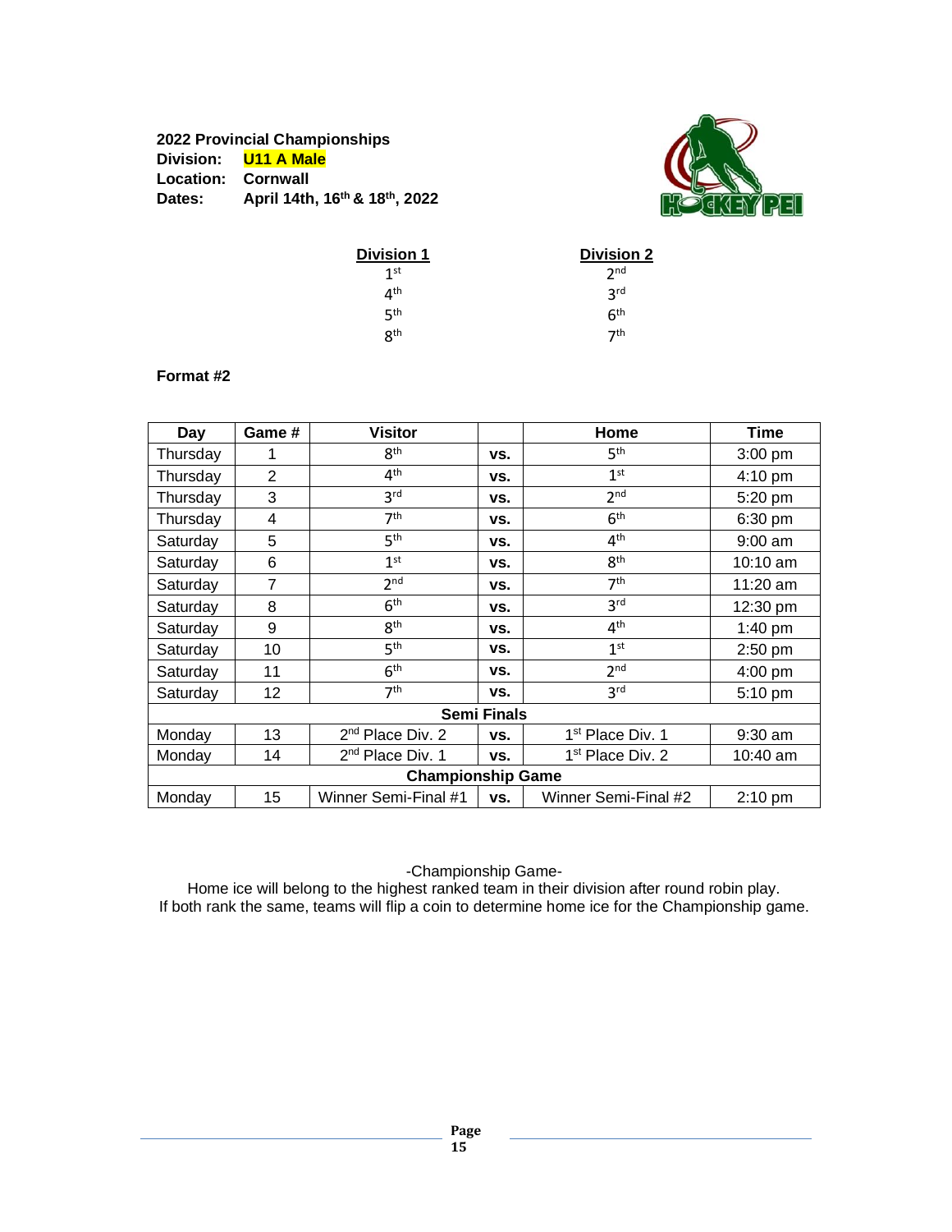**2022 Provincial Championships**
**Division:** **U11 A Male**
**Location:** **Cornwall**
**Dates:** **April 14th, 16th & 18th, 2022**

| **Division 1** | **Division 2** |
|---|---|
| 1st | 2nd |
| 4th | 3rd |
| 5th | 6th |
| 8th | 7th |

**Format #2**

| Day | Game # | Visitor | | Home | Time |
|---|---|---|---|---|---|
| Thursday | 1 | 8th | vs. | 5th | 3:00 pm |
| Thursday | 2 | 4th | vs. | 1st | 4:10 pm |
| Thursday | 3 | 3rd | vs. | 2nd | 5:20 pm |
| Thursday | 4 | 7th | vs. | 6th | 6:30 pm |
| Saturday | 5 | 5th | vs. | 4th | 9:00 am |
| Saturday | 6 | 1st | vs. | 8th | 10:10 am |
| Saturday | 7 | 2nd | vs. | 7th | 11:20 am |
| Saturday | 8 | 6th | vs. | 3rd | 12:30 pm |
| Saturday | 9 | 8th | vs. | 4th | 1:40 pm |
| Saturday | 10 | 5th | vs. | 1st | 2:50 pm |
| Saturday | 11 | 6th | vs. | 2nd | 4:00 pm |
| Saturday | 12 | 7th | vs. | 3rd | 5:10 pm |
| **Semi Finals** | | | | | |
| Monday | 13 | 2nd Place Div. 2 | vs. | 1st Place Div. 1 | 9:30 am |
| Monday | 14 | 2nd Place Div. 1 | vs. | 1st Place Div. 2 | 10:40 am |
| **Championship Game** | | | | | |
| Monday | 15 | Winner Semi-Final #1 | vs. | Winner Semi-Final #2 | 2:10 pm |

-Championship Game-
Home ice will belong to the highest ranked team in their division after round robin play.
If both rank the same, teams will flip a coin to determine home ice for the Championship game.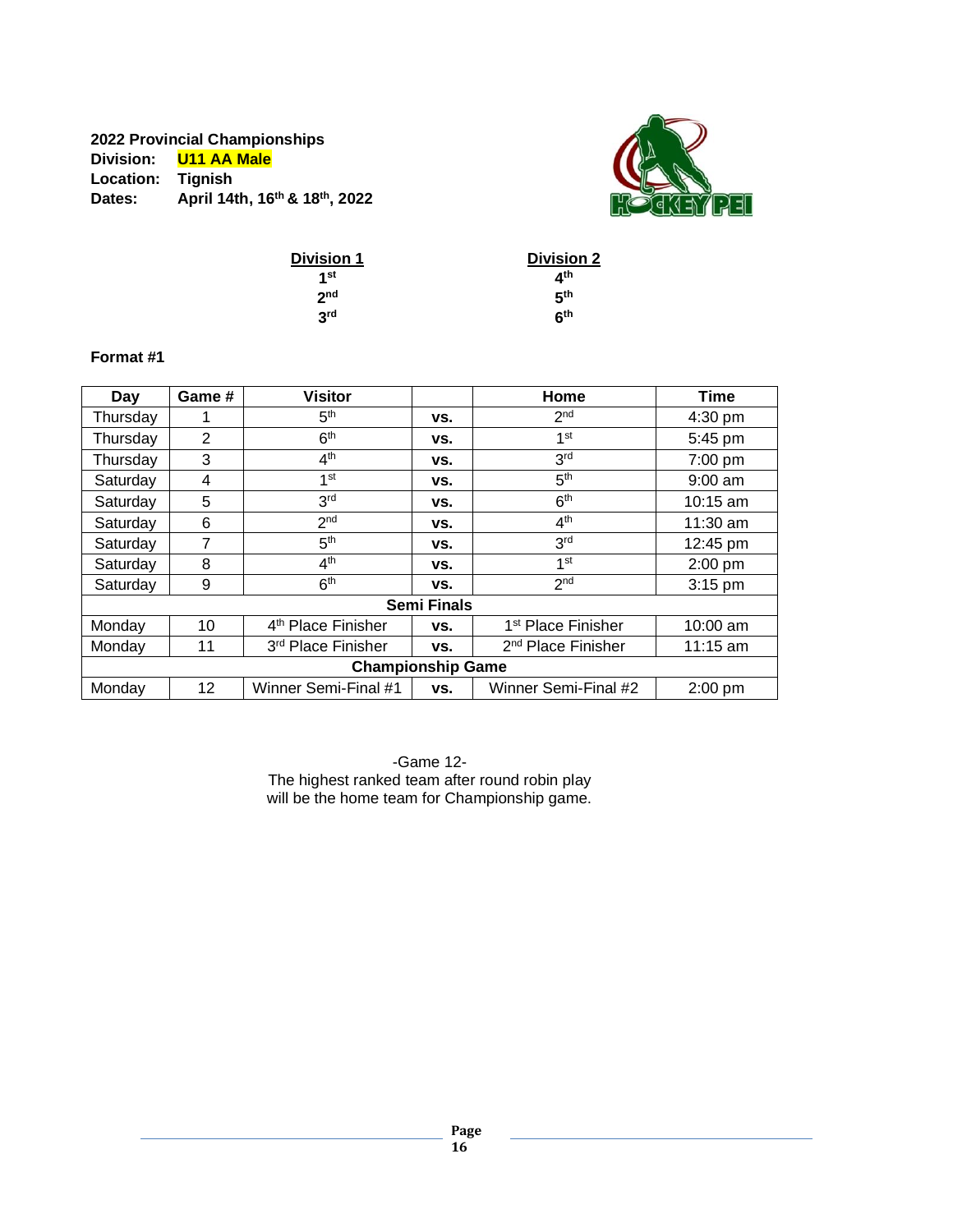**2022 Provincial Championships**
**Division:** **U11 AA Male**
**Location:** **Tignish**
**Dates:** **April 14th, 16th & 18th, 2022**

| Division 1 | Division 2 |
|---|---|
| 1st | 4th |
| 2nd | 5th |
| 3rd | 6th |

**Format #1**

| Day | Game # | Visitor | | Home | Time |
|---|---|---|---|---|---|
| Thursday | 1 | 5th | vs. | 2nd | 4:30 pm |
| Thursday | 2 | 6th | vs. | 1st | 5:45 pm |
| Thursday | 3 | 4th | vs. | 3rd | 7:00 pm |
| Saturday | 4 | 1st | vs. | 5th | 9:00 am |
| Saturday | 5 | 3rd | vs. | 6th | 10:15 am |
| Saturday | 6 | 2nd | vs. | 4th | 11:30 am |
| Saturday | 7 | 5th | vs. | 3rd | 12:45 pm |
| Saturday | 8 | 4th | vs. | 1st | 2:00 pm |
| Saturday | 9 | 6th | vs. | 2nd | 3:15 pm |
| **Semi Finals** | | | | | |
| Monday | 10 | 4th Place Finisher | vs. | 1st Place Finisher | 10:00 am |
| Monday | 11 | 3rd Place Finisher | vs. | 2nd Place Finisher | 11:15 am |
| **Championship Game** | | | | | |
| Monday | 12 | Winner Semi-Final #1 | vs. | Winner Semi-Final #2 | 2:00 pm |

-Game 12-
The highest ranked team after round robin play will be the home team for Championship game.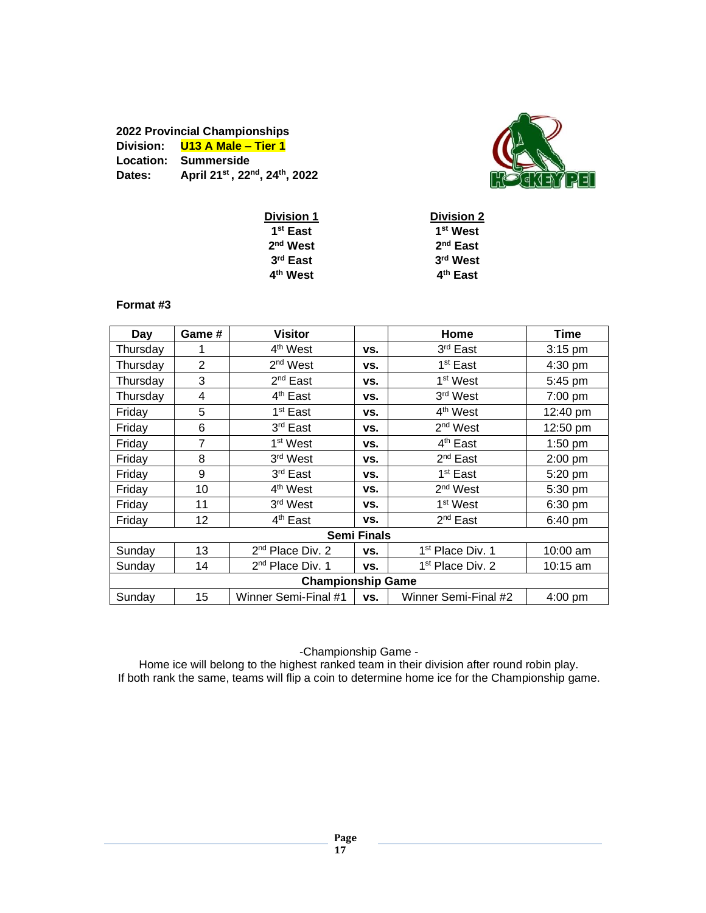**2022 Provincial Championships**
**Division:** **U13 A Male – Tier 1**
**Location:** **Summerside**
**Dates:** **April 21st, 22nd, 24th, 2022**

| Division 1 | Division 2 |
|---|---|
| 1st East | 1st West |
| 2nd West | 2nd East |
| 3rd East | 3rd West |
| 4th West | 4th East |

**Format #3**

| Day | Game # | Visitor | | Home | Time |
|---|---|---|---|---|---|
| Thursday | 1 | 4th West | vs. | 3rd East | 3:15 pm |
| Thursday | 2 | 2nd West | vs. | 1st East | 4:30 pm |
| Thursday | 3 | 2nd East | vs. | 1st West | 5:45 pm |
| Thursday | 4 | 4th East | vs. | 3rd West | 7:00 pm |
| Friday | 5 | 1st East | vs. | 4th West | 12:40 pm |
| Friday | 6 | 3rd East | vs. | 2nd West | 12:50 pm |
| Friday | 7 | 1st West | vs. | 4th East | 1:50 pm |
| Friday | 8 | 3rd West | vs. | 2nd East | 2:00 pm |
| Friday | 9 | 3rd East | vs. | 1st East | 5:20 pm |
| Friday | 10 | 4th West | vs. | 2nd West | 5:30 pm |
| Friday | 11 | 3rd West | vs. | 1st West | 6:30 pm |
| Friday | 12 | 4th East | vs. | 2nd East | 6:40 pm |
| **Semi Finals** | | | | | |
| Sunday | 13 | 2nd Place Div. 2 | vs. | 1st Place Div. 1 | 10:00 am |
| Sunday | 14 | 2nd Place Div. 1 | vs. | 1st Place Div. 2 | 10:15 am |
| **Championship Game** | | | | | |
| Sunday | 15 | Winner Semi-Final #1 | vs. | Winner Semi-Final #2 | 4:00 pm |

-Championship Game -
Home ice will belong to the highest ranked team in their division after round robin play.
If both rank the same, teams will flip a coin to determine home ice for the Championship game.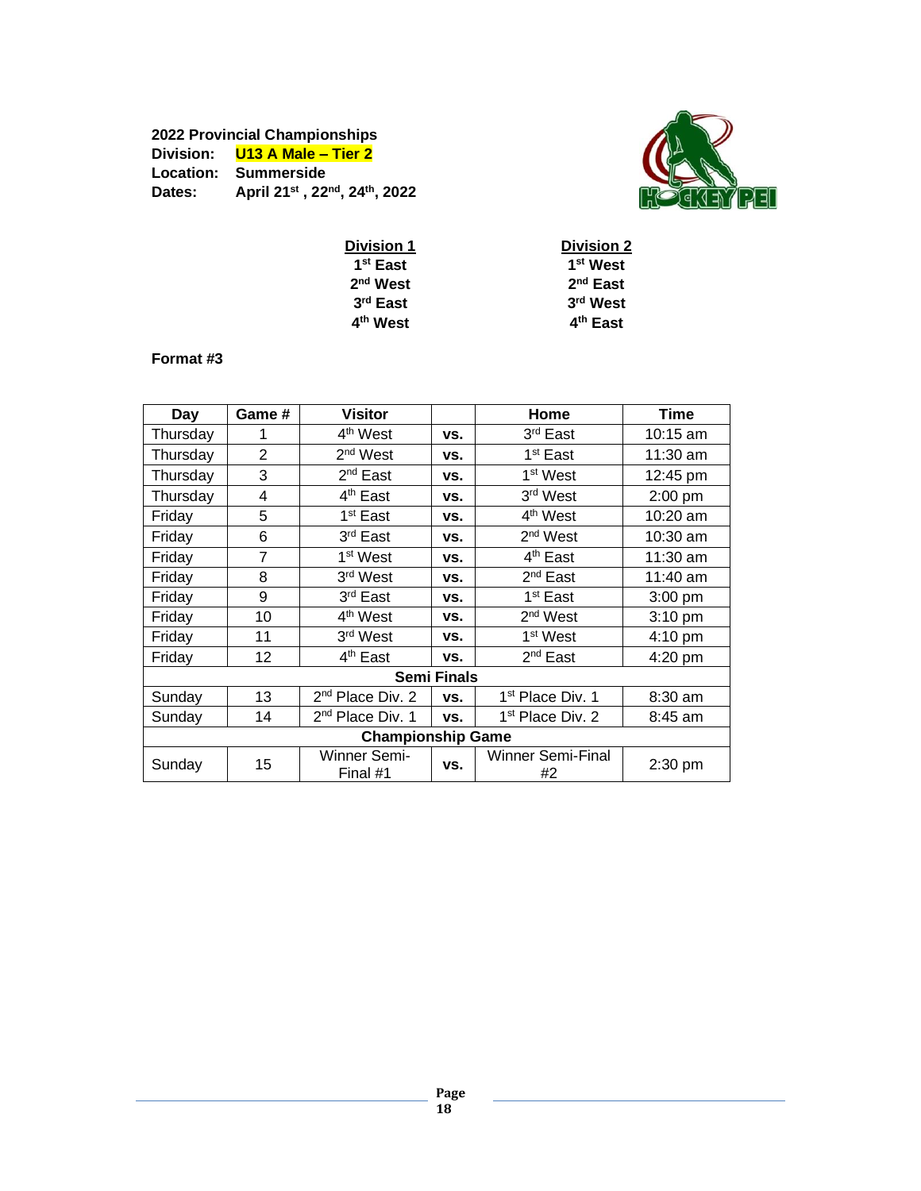**2022 Provincial Championships**
**Division:** **U13 A Male – Tier 2**
**Location:** **Summerside**
**Dates:** **April 21st , 22nd, 24th, 2022**

| **Division 1** | **Division 2** |
|---|---|
| **1st East** | **1st West** |
| **2nd West** | **2nd East** |
| **3rd East** | **3rd West** |
| **4th West** | **4th East** |

**Format #3**

| Day | Game # | Visitor | | Home | Time |
|---|---|---|---|---|---|
| Thursday | 1 | 4th West | vs. | 3rd East | 10:15 am |
| Thursday | 2 | 2nd West | vs. | 1st East | 11:30 am |
| Thursday | 3 | 2nd East | vs. | 1st West | 12:45 pm |
| Thursday | 4 | 4th East | vs. | 3rd West | 2:00 pm |
| Friday | 5 | 1st East | vs. | 4th West | 10:20 am |
| Friday | 6 | 3rd East | vs. | 2nd West | 10:30 am |
| Friday | 7 | 1st West | vs. | 4th East | 11:30 am |
| Friday | 8 | 3rd West | vs. | 2nd East | 11:40 am |
| Friday | 9 | 3rd East | vs. | 1st East | 3:00 pm |
| Friday | 10 | 4th West | vs. | 2nd West | 3:10 pm |
| Friday | 11 | 3rd West | vs. | 1st West | 4:10 pm |
| Friday | 12 | 4th East | vs. | 2nd East | 4:20 pm |
| **Semi Finals** | | | | | |
| Sunday | 13 | 2nd Place Div. 2 | vs. | 1st Place Div. 1 | 8:30 am |
| Sunday | 14 | 2nd Place Div. 1 | vs. | 1st Place Div. 2 | 8:45 am |
| **Championship Game** | | | | | |
| Sunday | 15 | Winner Semi-Final #1 | vs. | Winner Semi-Final #2 | 2:30 pm |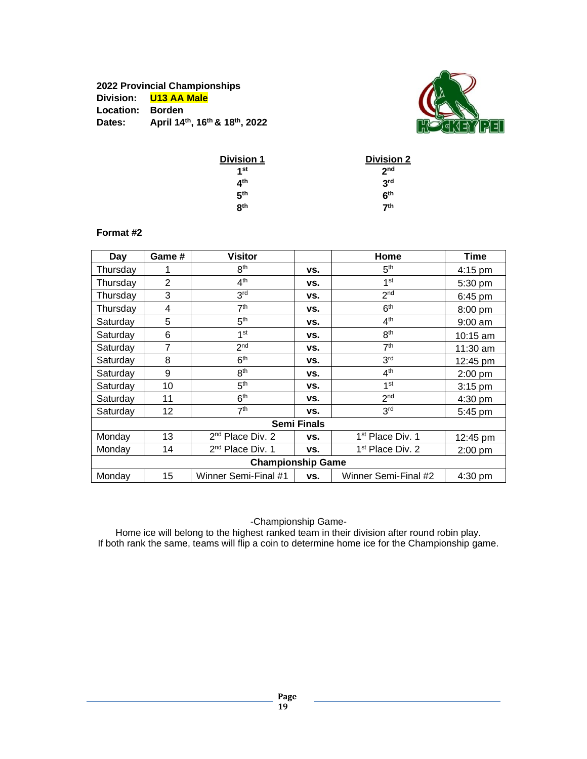**2022 Provincial Championships**
**Division:** **U13 AA Male**
**Location:** **Borden**
**Dates:** **April 14th, 16th & 18th, 2022**

| **Division 1** | **Division 2** |
|---|---|
| **1st** | **2nd** |
| **4th** | **3rd** |
| **5th** | **6th** |
| **8th** | **7th** |

**Format #2**

| Day | Game # | Visitor | | Home | Time |
|---|---|---|---|---|---|
| Thursday | 1 | 8th | **vs.** | 5th | 4:15 pm |
| Thursday | 2 | 4th | **vs.** | 1st | 5:30 pm |
| Thursday | 3 | 3rd | **vs.** | 2nd | 6:45 pm |
| Thursday | 4 | 7th | **vs.** | 6th | 8:00 pm |
| Saturday | 5 | 5th | **vs.** | 4th | 9:00 am |
| Saturday | 6 | 1st | **vs.** | 8th | 10:15 am |
| Saturday | 7 | 2nd | **vs.** | 7th | 11:30 am |
| Saturday | 8 | 6th | **vs.** | 3rd | 12:45 pm |
| Saturday | 9 | 8th | **vs.** | 4th | 2:00 pm |
| Saturday | 10 | 5th | **vs.** | 1st | 3:15 pm |
| Saturday | 11 | 6th | **vs.** | 2nd | 4:30 pm |
| Saturday | 12 | 7th | **vs.** | 3rd | 5:45 pm |
| **Semi Finals** | | | | | |
| Monday | 13 | 2nd Place Div. 2 | **vs.** | 1st Place Div. 1 | 12:45 pm |
| Monday | 14 | 2nd Place Div. 1 | **vs.** | 1st Place Div. 2 | 2:00 pm |
| **Championship Game** | | | | | |
| Monday | 15 | Winner Semi-Final #1 | **vs.** | Winner Semi-Final #2 | 4:30 pm |

-Championship Game-
Home ice will belong to the highest ranked team in their division after round robin play.
If both rank the same, teams will flip a coin to determine home ice for the Championship game.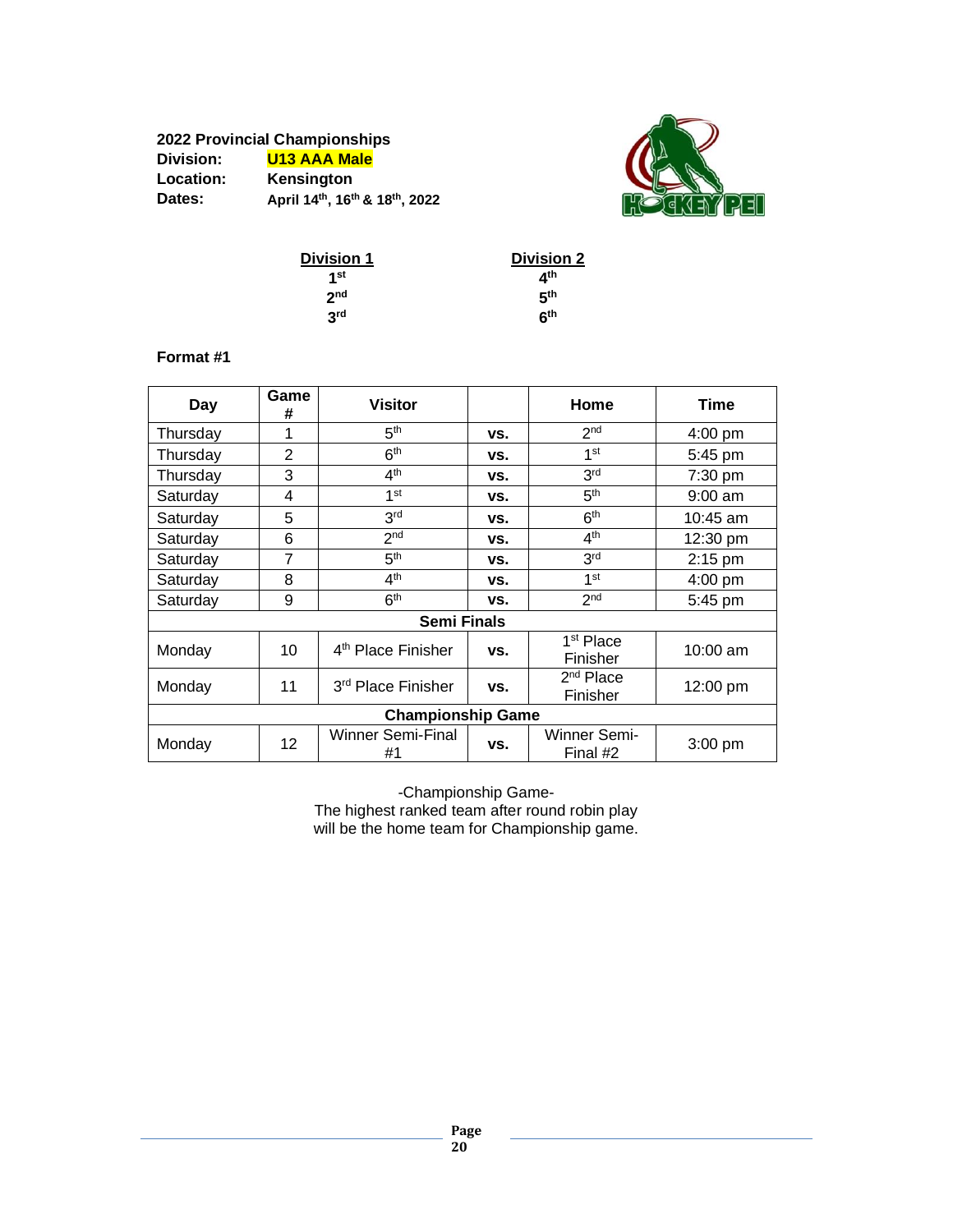**2022 Provincial Championships**

**Division:** **U13 AAA Male**
**Location:** **Kensington**
**Dates:** **April 14th, 16th & 18th, 2022**

| Division 1 | Division 2 |
|---|---|
| 1st | 4th |
| 2nd | 5th |
| 3rd | 6th |

**Format #1**

| Day | Game # | Visitor | | Home | Time |
|---|---|---|---|---|---|
| Thursday | 1 | 5th | vs. | 2nd | 4:00 pm |
| Thursday | 2 | 6th | vs. | 1st | 5:45 pm |
| Thursday | 3 | 4th | vs. | 3rd | 7:30 pm |
| Saturday | 4 | 1st | vs. | 5th | 9:00 am |
| Saturday | 5 | 3rd | vs. | 6th | 10:45 am |
| Saturday | 6 | 2nd | vs. | 4th | 12:30 pm |
| Saturday | 7 | 5th | vs. | 3rd | 2:15 pm |
| Saturday | 8 | 4th | vs. | 1st | 4:00 pm |
| Saturday | 9 | 6th | vs. | 2nd | 5:45 pm |
| **Semi Finals** | | | | | |
| Monday | 10 | 4th Place Finisher | vs. | 1st Place Finisher | 10:00 am |
| Monday | 11 | 3rd Place Finisher | vs. | 2nd Place Finisher | 12:00 pm |
| **Championship Game** | | | | | |
| Monday | 12 | Winner Semi-Final #1 | vs. | Winner Semi-Final #2 | 3:00 pm |

-Championship Game-
The highest ranked team after round robin play will be the home team for Championship game.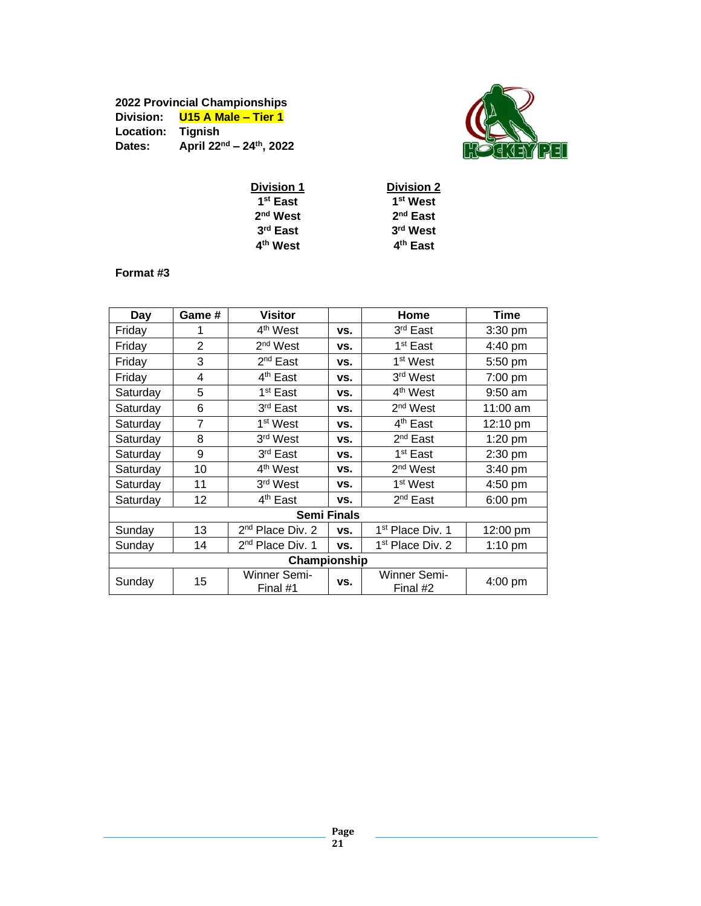**2022 Provincial Championships**
**Division:** **U15 A Male – Tier 1**
**Location:** **Tignish**
**Dates:** **April 22nd – 24th, 2022**

| Division 1 | Division 2 |
|---|---|
| 1st East | 1st West |
| 2nd West | 2nd East |
| 3rd East | 3rd West |
| 4th West | 4th East |

**Format #3**

| Day | Game # | Visitor | | Home | Time |
|---|---|---|---|---|---|
| Friday | 1 | 4th West | vs. | 3rd East | 3:30 pm |
| Friday | 2 | 2nd West | vs. | 1st East | 4:40 pm |
| Friday | 3 | 2nd East | vs. | 1st West | 5:50 pm |
| Friday | 4 | 4th East | vs. | 3rd West | 7:00 pm |
| Saturday | 5 | 1st East | vs. | 4th West | 9:50 am |
| Saturday | 6 | 3rd East | vs. | 2nd West | 11:00 am |
| Saturday | 7 | 1st West | vs. | 4th East | 12:10 pm |
| Saturday | 8 | 3rd West | vs. | 2nd East | 1:20 pm |
| Saturday | 9 | 3rd East | vs. | 1st East | 2:30 pm |
| Saturday | 10 | 4th West | vs. | 2nd West | 3:40 pm |
| Saturday | 11 | 3rd West | vs. | 1st West | 4:50 pm |
| Saturday | 12 | 4th East | vs. | 2nd East | 6:00 pm |
| **Semi Finals** | | | | | |
| Sunday | 13 | 2nd Place Div. 2 | vs. | 1st Place Div. 1 | 12:00 pm |
| Sunday | 14 | 2nd Place Div. 1 | vs. | 1st Place Div. 2 | 1:10 pm |
| **Championship** | | | | | |
| Sunday | 15 | Winner Semi-Final #1 | vs. | Winner Semi-Final #2 | 4:00 pm |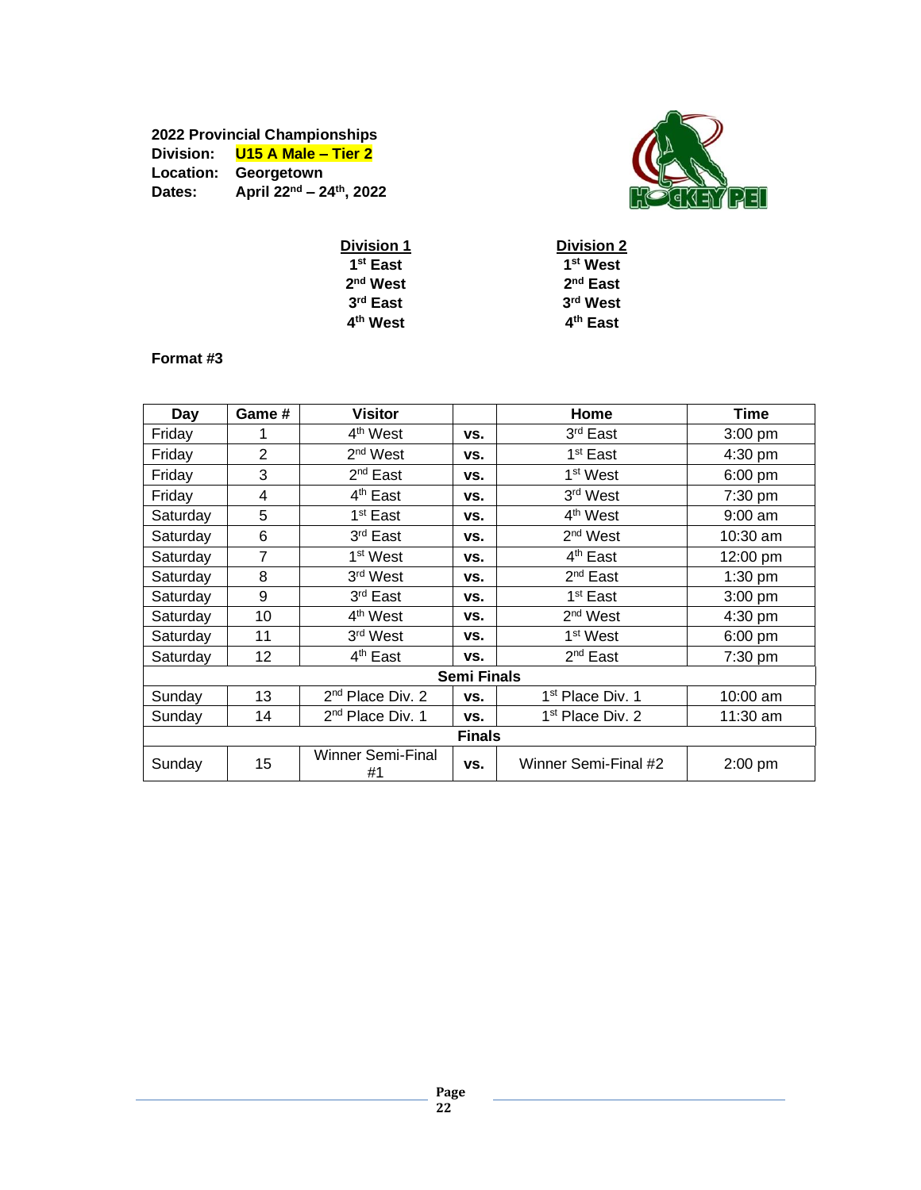**2022 Provincial Championships**
**Division:** **U15 A Male – Tier 2**
**Location:** **Georgetown**
**Dates:** **April 22nd – 24th, 2022**

| **Division 1** | **Division 2** |
|---|---|
| **1st East** | **1st West** |
| **2nd West** | **2nd East** |
| **3rd East** | **3rd West** |
| **4th West** | **4th East** |

**Format #3**

| Day | Game # | Visitor | | Home | Time |
|---|---|---|---|---|---|
| Friday | 1 | 4th West | vs. | 3rd East | 3:00 pm |
| Friday | 2 | 2nd West | vs. | 1st East | 4:30 pm |
| Friday | 3 | 2nd East | vs. | 1st West | 6:00 pm |
| Friday | 4 | 4th East | vs. | 3rd West | 7:30 pm |
| Saturday | 5 | 1st East | vs. | 4th West | 9:00 am |
| Saturday | 6 | 3rd East | vs. | 2nd West | 10:30 am |
| Saturday | 7 | 1st West | vs. | 4th East | 12:00 pm |
| Saturday | 8 | 3rd West | vs. | 2nd East | 1:30 pm |
| Saturday | 9 | 3rd East | vs. | 1st East | 3:00 pm |
| Saturday | 10 | 4th West | vs. | 2nd West | 4:30 pm |
| Saturday | 11 | 3rd West | vs. | 1st West | 6:00 pm |
| Saturday | 12 | 4th East | vs. | 2nd East | 7:30 pm |
| **Semi Finals** | | | | | |
| Sunday | 13 | 2nd Place Div. 2 | vs. | 1st Place Div. 1 | 10:00 am |
| Sunday | 14 | 2nd Place Div. 1 | vs. | 1st Place Div. 2 | 11:30 am |
| **Finals** | | | | | |
| Sunday | 15 | Winner Semi-Final #1 | vs. | Winner Semi-Final #2 | 2:00 pm |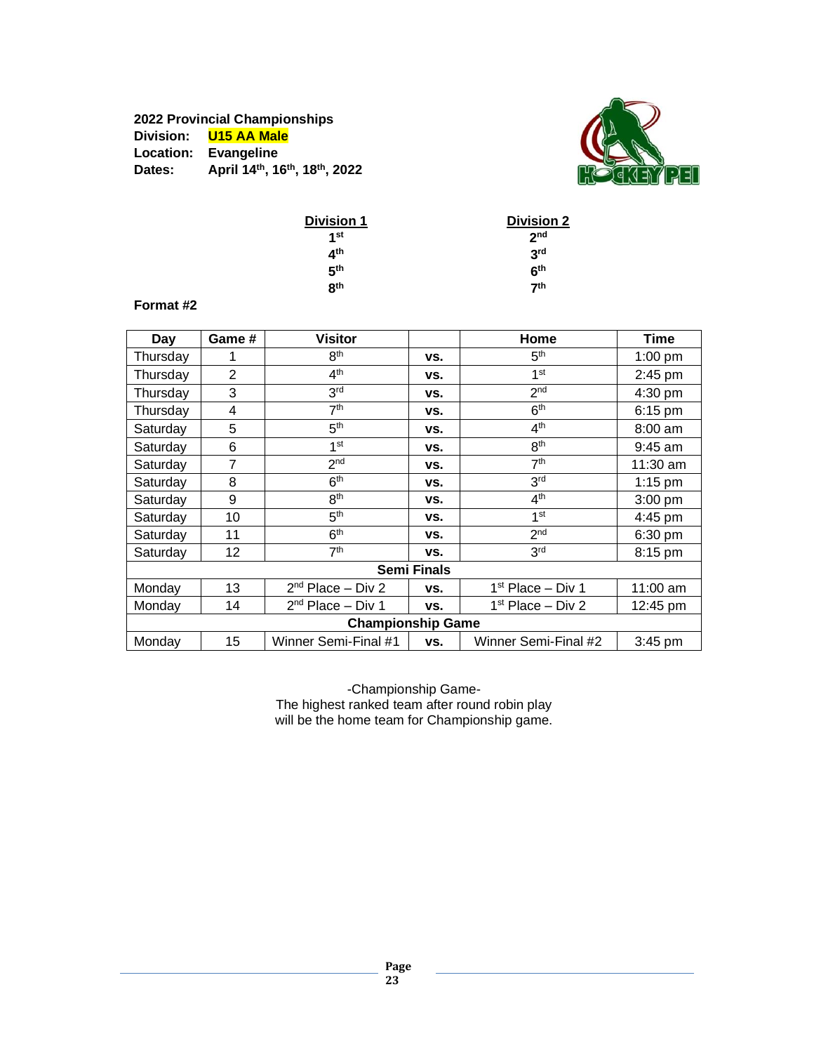**2022 Provincial Championships**
**Division:** **U15 AA Male**
**Location:** **Evangeline**
**Dates:** **April 14th, 16th, 18th, 2022**

| Division 1 | Division 2 |
|---|---|
| 1st | 2nd |
| 4th | 3rd |
| 5th | 6th |
| 8th | 7th |

**Format #2**

| Day | Game # | Visitor | | Home | Time |
|---|---|---|---|---|---|
| Thursday | 1 | 8th | vs. | 5th | 1:00 pm |
| Thursday | 2 | 4th | vs. | 1st | 2:45 pm |
| Thursday | 3 | 3rd | vs. | 2nd | 4:30 pm |
| Thursday | 4 | 7th | vs. | 6th | 6:15 pm |
| Saturday | 5 | 5th | vs. | 4th | 8:00 am |
| Saturday | 6 | 1st | vs. | 8th | 9:45 am |
| Saturday | 7 | 2nd | vs. | 7th | 11:30 am |
| Saturday | 8 | 6th | vs. | 3rd | 1:15 pm |
| Saturday | 9 | 8th | vs. | 4th | 3:00 pm |
| Saturday | 10 | 5th | vs. | 1st | 4:45 pm |
| Saturday | 11 | 6th | vs. | 2nd | 6:30 pm |
| Saturday | 12 | 7th | vs. | 3rd | 8:15 pm |
| **Semi Finals** | | | | | |
| Monday | 13 | 2nd Place – Div 2 | vs. | 1st Place – Div 1 | 11:00 am |
| Monday | 14 | 2nd Place – Div 1 | vs. | 1st Place – Div 2 | 12:45 pm |
| **Championship Game** | | | | | |
| Monday | 15 | Winner Semi-Final #1 | vs. | Winner Semi-Final #2 | 3:45 pm |

-Championship Game-
The highest ranked team after round robin play will be the home team for Championship game.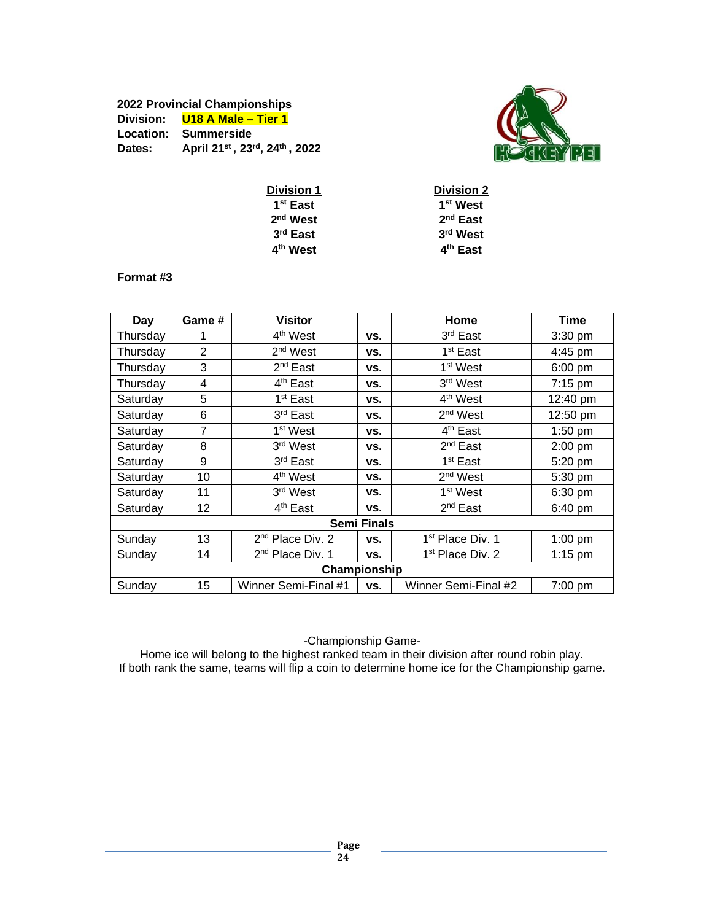**2022 Provincial Championships**
**Division:** **U18 A Male – Tier 1**
**Location:** **Summerside**
**Dates:** **April 21st, 23rd, 24th, 2022**

| Division 1 | Division 2 |
|---|---|
| 1st East | 1st West |
| 2nd West | 2nd East |
| 3rd East | 3rd West |
| 4th West | 4th East |

**Format #3**

| Day | Game # | Visitor | | Home | Time |
|---|---|---|---|---|---|
| Thursday | 1 | 4th West | vs. | 3rd East | 3:30 pm |
| Thursday | 2 | 2nd West | vs. | 1st East | 4:45 pm |
| Thursday | 3 | 2nd East | vs. | 1st West | 6:00 pm |
| Thursday | 4 | 4th East | vs. | 3rd West | 7:15 pm |
| Saturday | 5 | 1st East | vs. | 4th West | 12:40 pm |
| Saturday | 6 | 3rd East | vs. | 2nd West | 12:50 pm |
| Saturday | 7 | 1st West | vs. | 4th East | 1:50 pm |
| Saturday | 8 | 3rd West | vs. | 2nd East | 2:00 pm |
| Saturday | 9 | 3rd East | vs. | 1st East | 5:20 pm |
| Saturday | 10 | 4th West | vs. | 2nd West | 5:30 pm |
| Saturday | 11 | 3rd West | vs. | 1st West | 6:30 pm |
| Saturday | 12 | 4th East | vs. | 2nd East | 6:40 pm |
| **Semi Finals** | | | | | |
| Sunday | 13 | 2nd Place Div. 2 | vs. | 1st Place Div. 1 | 1:00 pm |
| Sunday | 14 | 2nd Place Div. 1 | vs. | 1st Place Div. 2 | 1:15 pm |
| **Championship** | | | | | |
| Sunday | 15 | Winner Semi-Final #1 | vs. | Winner Semi-Final #2 | 7:00 pm |

-Championship Game-

Home ice will belong to the highest ranked team in their division after round robin play.
If both rank the same, teams will flip a coin to determine home ice for the Championship game.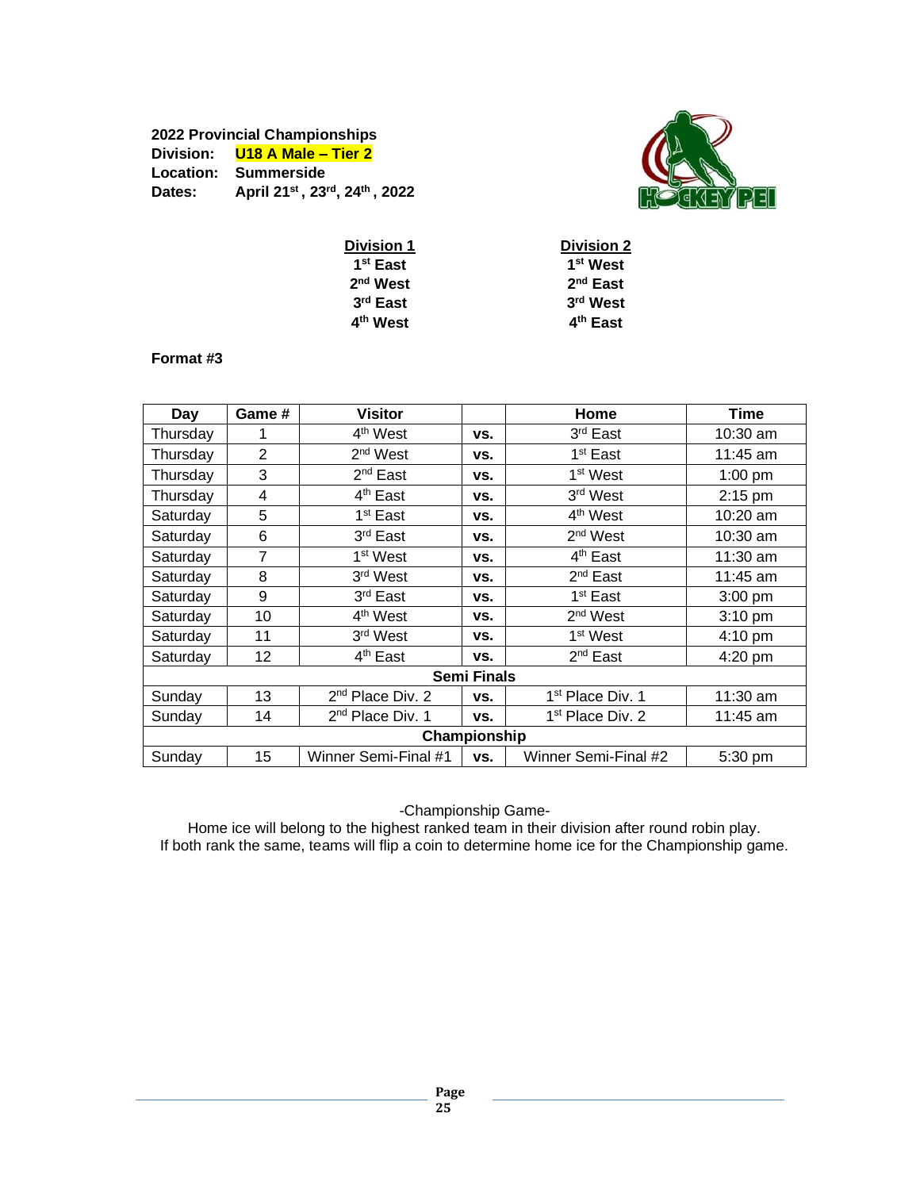**2022 Provincial Championships**
**Division:** **U18 A Male – Tier 2**
**Location:** **Summerside**
**Dates:** **April 21st , 23rd, 24th , 2022**

| Division 1 | Division 2 |
|---|---|
| 1st East | 1st West |
| 2nd West | 2nd East |
| 3rd East | 3rd West |
| 4th West | 4th East |

**Format #3**

| Day | Game # | Visitor | | Home | Time |
|---|---|---|---|---|---|
| Thursday | 1 | 4th West | vs. | 3rd East | 10:30 am |
| Thursday | 2 | 2nd West | vs. | 1st East | 11:45 am |
| Thursday | 3 | 2nd East | vs. | 1st West | 1:00 pm |
| Thursday | 4 | 4th East | vs. | 3rd West | 2:15 pm |
| Saturday | 5 | 1st East | vs. | 4th West | 10:20 am |
| Saturday | 6 | 3rd East | vs. | 2nd West | 10:30 am |
| Saturday | 7 | 1st West | vs. | 4th East | 11:30 am |
| Saturday | 8 | 3rd West | vs. | 2nd East | 11:45 am |
| Saturday | 9 | 3rd East | vs. | 1st East | 3:00 pm |
| Saturday | 10 | 4th West | vs. | 2nd West | 3:10 pm |
| Saturday | 11 | 3rd West | vs. | 1st West | 4:10 pm |
| Saturday | 12 | 4th East | vs. | 2nd East | 4:20 pm |
| **Semi Finals** | | | | | |
| Sunday | 13 | 2nd Place Div. 2 | vs. | 1st Place Div. 1 | 11:30 am |
| Sunday | 14 | 2nd Place Div. 1 | vs. | 1st Place Div. 2 | 11:45 am |
| **Championship** | | | | | |
| Sunday | 15 | Winner Semi-Final #1 | vs. | Winner Semi-Final #2 | 5:30 pm |

-Championship Game-

Home ice will belong to the highest ranked team in their division after round robin play.
If both rank the same, teams will flip a coin to determine home ice for the Championship game.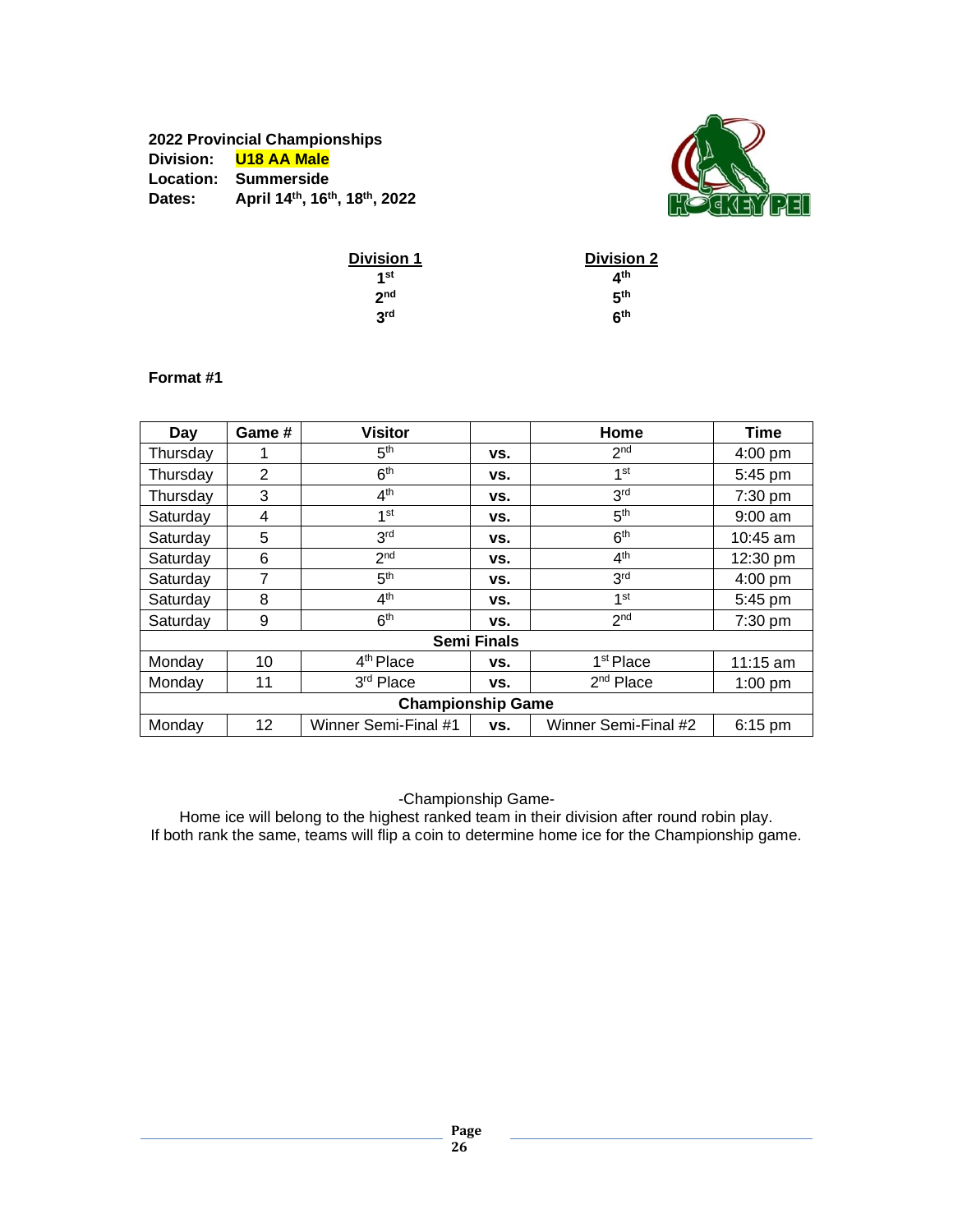**2022 Provincial Championships**
**Division:** **U18 AA Male**
**Location:** **Summerside**
**Dates:** **April 14th, 16th, 18th, 2022**

| Division 1 | Division 2 |
|---|---|
| 1st | 4th |
| 2nd | 5th |
| 3rd | 6th |

**Format #1**

| Day | Game # | Visitor | | Home | Time |
|---|---|---|---|---|---|
| Thursday | 1 | 5th | vs. | 2nd | 4:00 pm |
| Thursday | 2 | 6th | vs. | 1st | 5:45 pm |
| Thursday | 3 | 4th | vs. | 3rd | 7:30 pm |
| Saturday | 4 | 1st | vs. | 5th | 9:00 am |
| Saturday | 5 | 3rd | vs. | 6th | 10:45 am |
| Saturday | 6 | 2nd | vs. | 4th | 12:30 pm |
| Saturday | 7 | 5th | vs. | 3rd | 4:00 pm |
| Saturday | 8 | 4th | vs. | 1st | 5:45 pm |
| Saturday | 9 | 6th | vs. | 2nd | 7:30 pm |
| **Semi Finals** | | | | | |
| Monday | 10 | 4th Place | vs. | 1st Place | 11:15 am |
| Monday | 11 | 3rd Place | vs. | 2nd Place | 1:00 pm |
| **Championship Game** | | | | | |
| Monday | 12 | Winner Semi-Final #1 | vs. | Winner Semi-Final #2 | 6:15 pm |

-Championship Game-

Home ice will belong to the highest ranked team in their division after round robin play.
If both rank the same, teams will flip a coin to determine home ice for the Championship game.